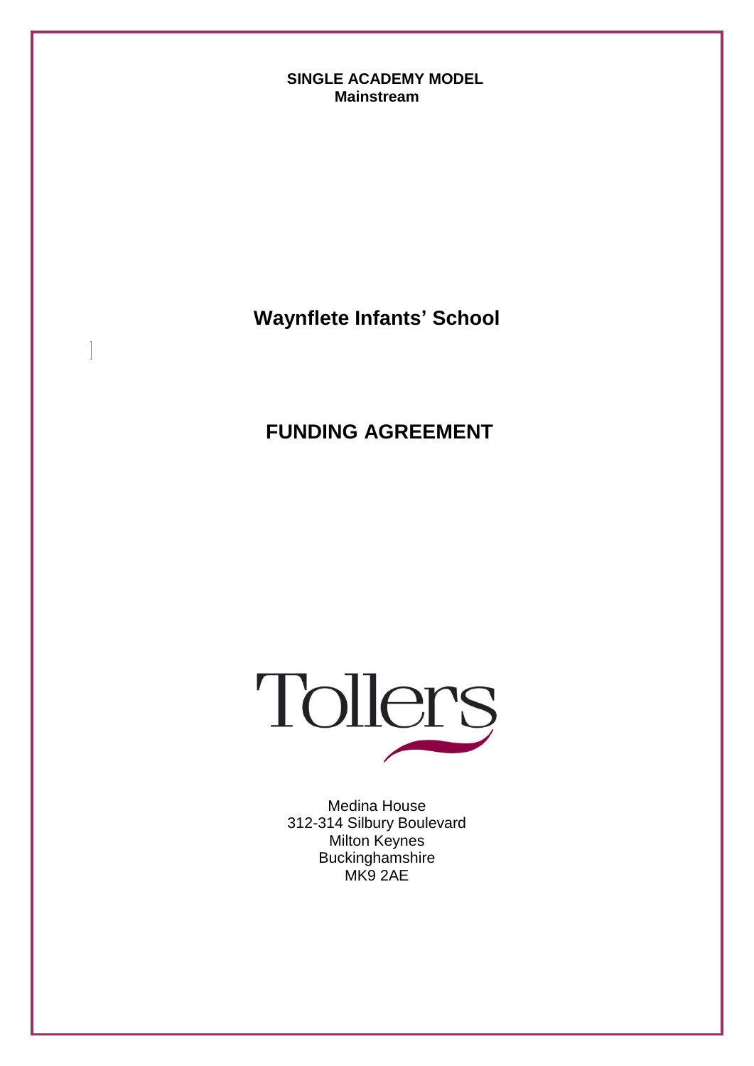**SINGLE ACADEMY MODEL**
**Mainstream**

# Waynflete Infants' School

# FUNDING AGREEMENT

Tollers

Medina House
312-314 Silbury Boulevard
Milton Keynes
Buckinghamshire
MK9 2AE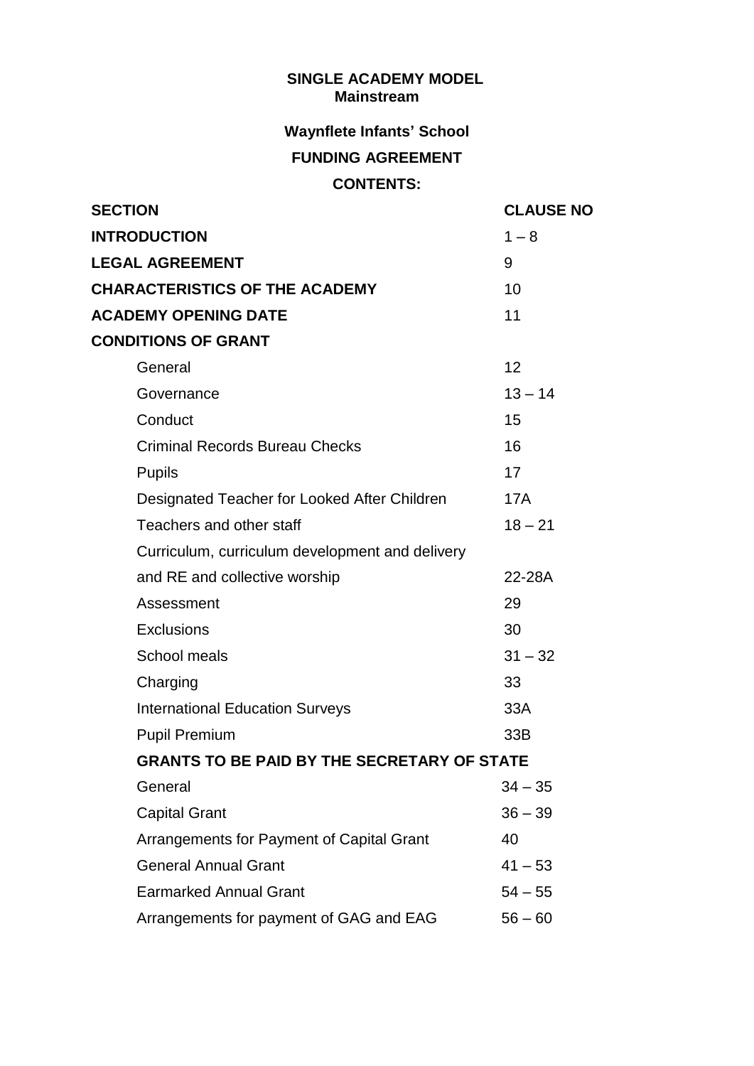**SINGLE ACADEMY MODEL**
**Mainstream**

**Waynflete Infants' School**

**FUNDING AGREEMENT**

**CONTENTS:**

| **SECTION** | **CLAUSE NO** |
|---|---|
| **INTRODUCTION** | 1 – 8 |
| **LEGAL AGREEMENT** | 9 |
| **CHARACTERISTICS OF THE ACADEMY** | 10 |
| **ACADEMY OPENING DATE** | 11 |
| **CONDITIONS OF GRANT** | |
| General | 12 |
| Governance | 13 – 14 |
| Conduct | 15 |
| Criminal Records Bureau Checks | 16 |
| Pupils | 17 |
| Designated Teacher for Looked After Children | 17A |
| Teachers and other staff | 18 – 21 |
| Curriculum, curriculum development and delivery and RE and collective worship | 22-28A |
| Assessment | 29 |
| Exclusions | 30 |
| School meals | 31 – 32 |
| Charging | 33 |
| International Education Surveys | 33A |
| Pupil Premium | 33B |
| **GRANTS TO BE PAID BY THE SECRETARY OF STATE** | |
| General | 34 – 35 |
| Capital Grant | 36 – 39 |
| Arrangements for Payment of Capital Grant | 40 |
| General Annual Grant | 41 – 53 |
| Earmarked Annual Grant | 54 – 55 |
| Arrangements for payment of GAG and EAG | 56 – 60 |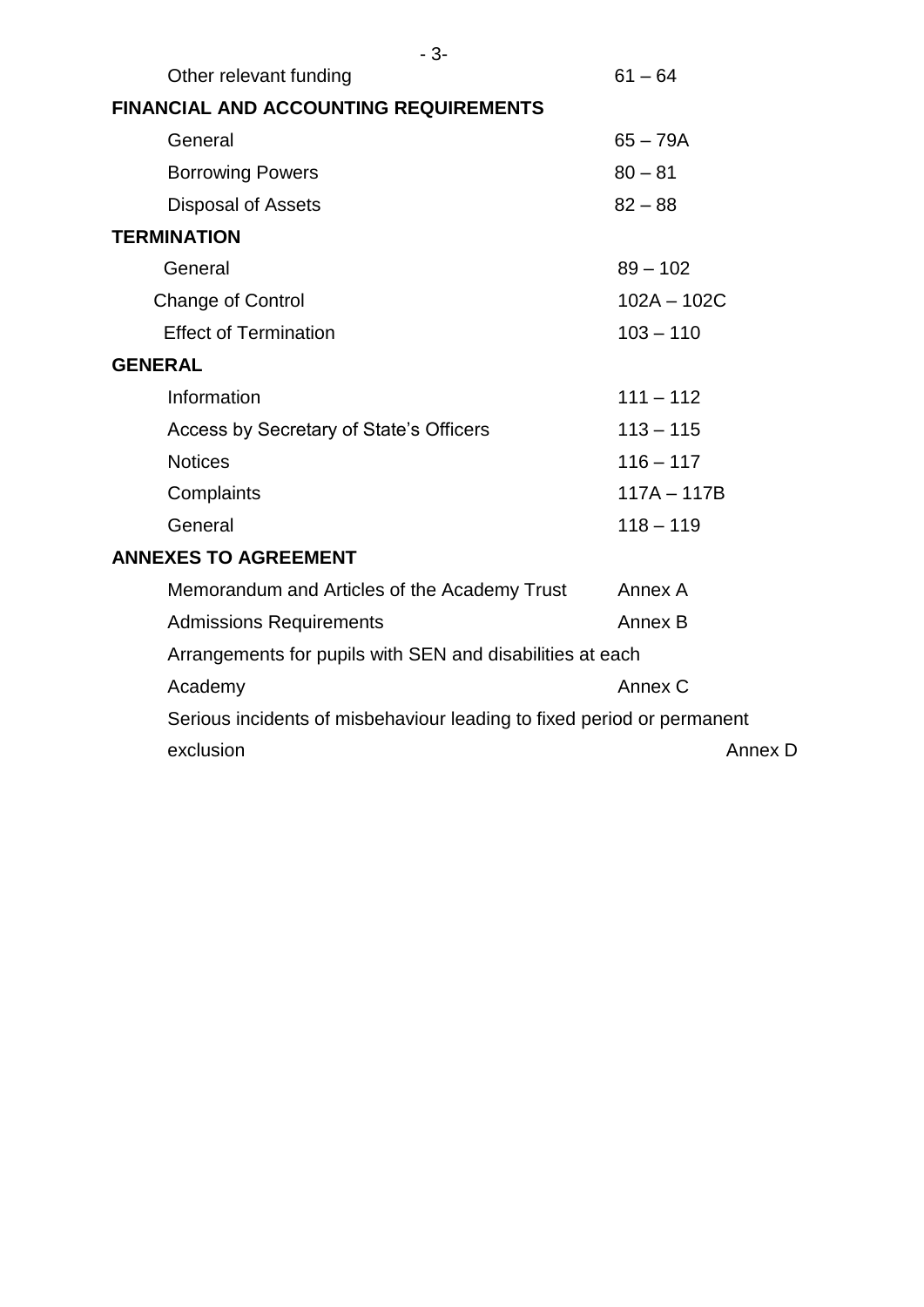| | |
|---|---|
| Other relevant funding | 61 – 64 |
| **FINANCIAL AND ACCOUNTING REQUIREMENTS** | |
| General | 65 – 79A |
| Borrowing Powers | 80 – 81 |
| Disposal of Assets | 82 – 88 |
| **TERMINATION** | |
| General | 89 – 102 |
| Change of Control | 102A – 102C |
| Effect of Termination | 103 – 110 |
| **GENERAL** | |
| Information | 111 – 112 |
| Access by Secretary of State's Officers | 113 – 115 |
| Notices | 116 – 117 |
| Complaints | 117A – 117B |
| General | 118 – 119 |
| **ANNEXES TO AGREEMENT** | |
| Memorandum and Articles of the Academy Trust | Annex A |
| Admissions Requirements | Annex B |
| Arrangements for pupils with SEN and disabilities at each Academy | Annex C |
| Serious incidents of misbehaviour leading to fixed period or permanent exclusion | Annex D |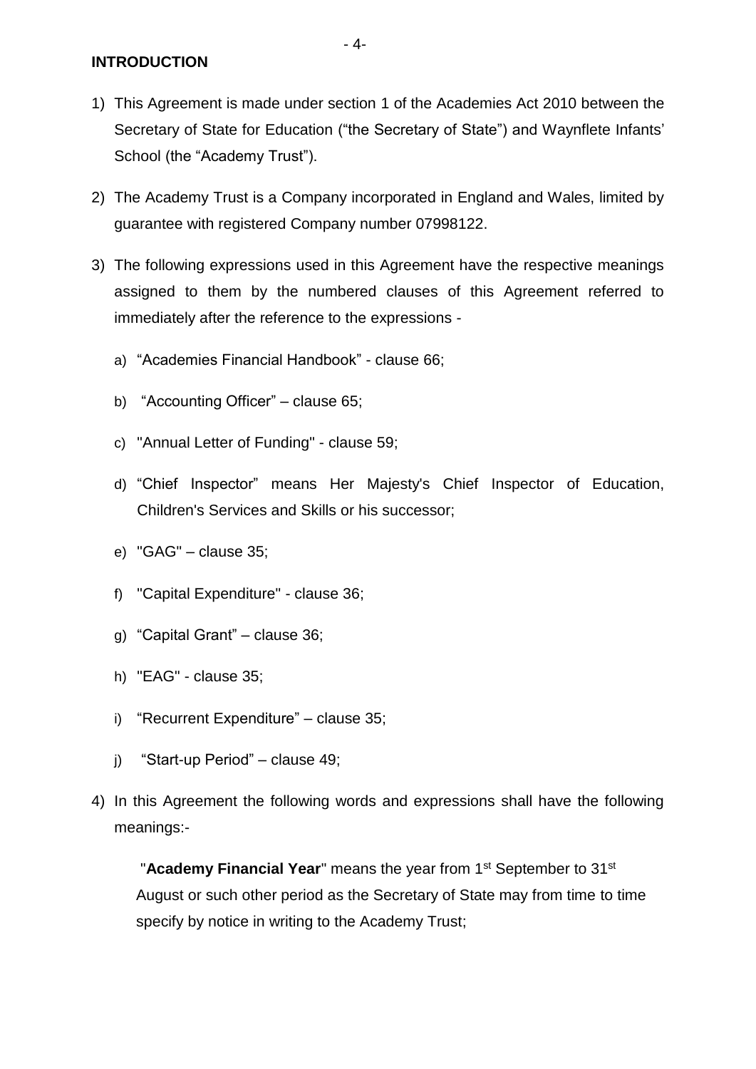## INTRODUCTION

1) This Agreement is made under section 1 of the Academies Act 2010 between the Secretary of State for Education ("the Secretary of State") and Waynflete Infants' School (the "Academy Trust").

2) The Academy Trust is a Company incorporated in England and Wales, limited by guarantee with registered Company number 07998122.

3) The following expressions used in this Agreement have the respective meanings assigned to them by the numbered clauses of this Agreement referred to immediately after the reference to the expressions -

   a) "Academies Financial Handbook" - clause 66;

   b) "Accounting Officer" – clause 65;

   c) "Annual Letter of Funding" - clause 59;

   d) "Chief Inspector" means Her Majesty's Chief Inspector of Education, Children's Services and Skills or his successor;

   e) "GAG" – clause 35;

   f) "Capital Expenditure" - clause 36;

   g) "Capital Grant" – clause 36;

   h) "EAG" - clause 35;

   i) "Recurrent Expenditure" – clause 35;

   j) "Start-up Period" – clause 49;

4) In this Agreement the following words and expressions shall have the following meanings:-

   "**Academy Financial Year**" means the year from 1st September to 31st August or such other period as the Secretary of State may from time to time specify by notice in writing to the Academy Trust;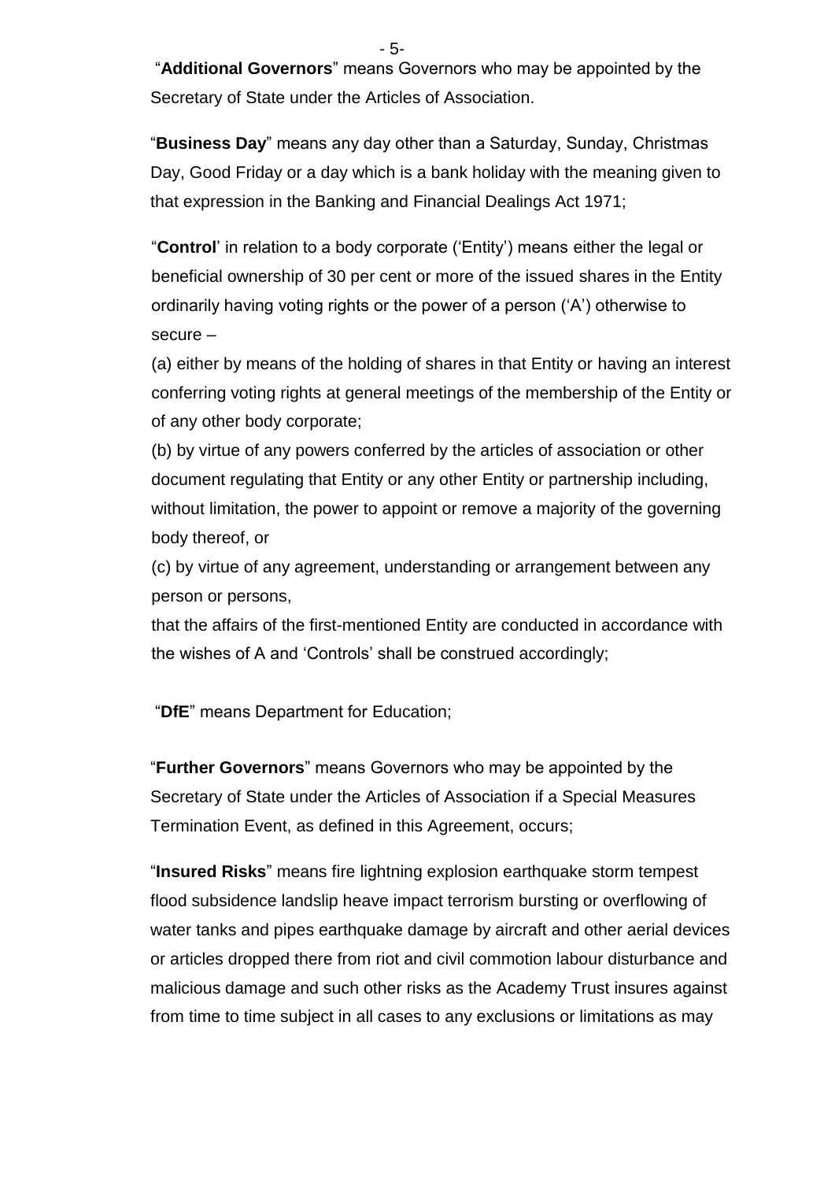"**Additional Governors**" means Governors who may be appointed by the Secretary of State under the Articles of Association.

"**Business Day**" means any day other than a Saturday, Sunday, Christmas Day, Good Friday or a day which is a bank holiday with the meaning given to that expression in the Banking and Financial Dealings Act 1971;

"**Control**' in relation to a body corporate ('Entity') means either the legal or beneficial ownership of 30 per cent or more of the issued shares in the Entity ordinarily having voting rights or the power of a person ('A') otherwise to secure –

(a) either by means of the holding of shares in that Entity or having an interest conferring voting rights at general meetings of the membership of the Entity or of any other body corporate;

(b) by virtue of any powers conferred by the articles of association or other document regulating that Entity or any other Entity or partnership including, without limitation, the power to appoint or remove a majority of the governing body thereof, or

(c) by virtue of any agreement, understanding or arrangement between any person or persons,

that the affairs of the first-mentioned Entity are conducted in accordance with the wishes of A and 'Controls' shall be construed accordingly;

"**DfE**" means Department for Education;

"**Further Governors**" means Governors who may be appointed by the Secretary of State under the Articles of Association if a Special Measures Termination Event, as defined in this Agreement, occurs;

"**Insured Risks**" means fire lightning explosion earthquake storm tempest flood subsidence landslip heave impact terrorism bursting or overflowing of water tanks and pipes earthquake damage by aircraft and other aerial devices or articles dropped there from riot and civil commotion labour disturbance and malicious damage and such other risks as the Academy Trust insures against from time to time subject in all cases to any exclusions or limitations as may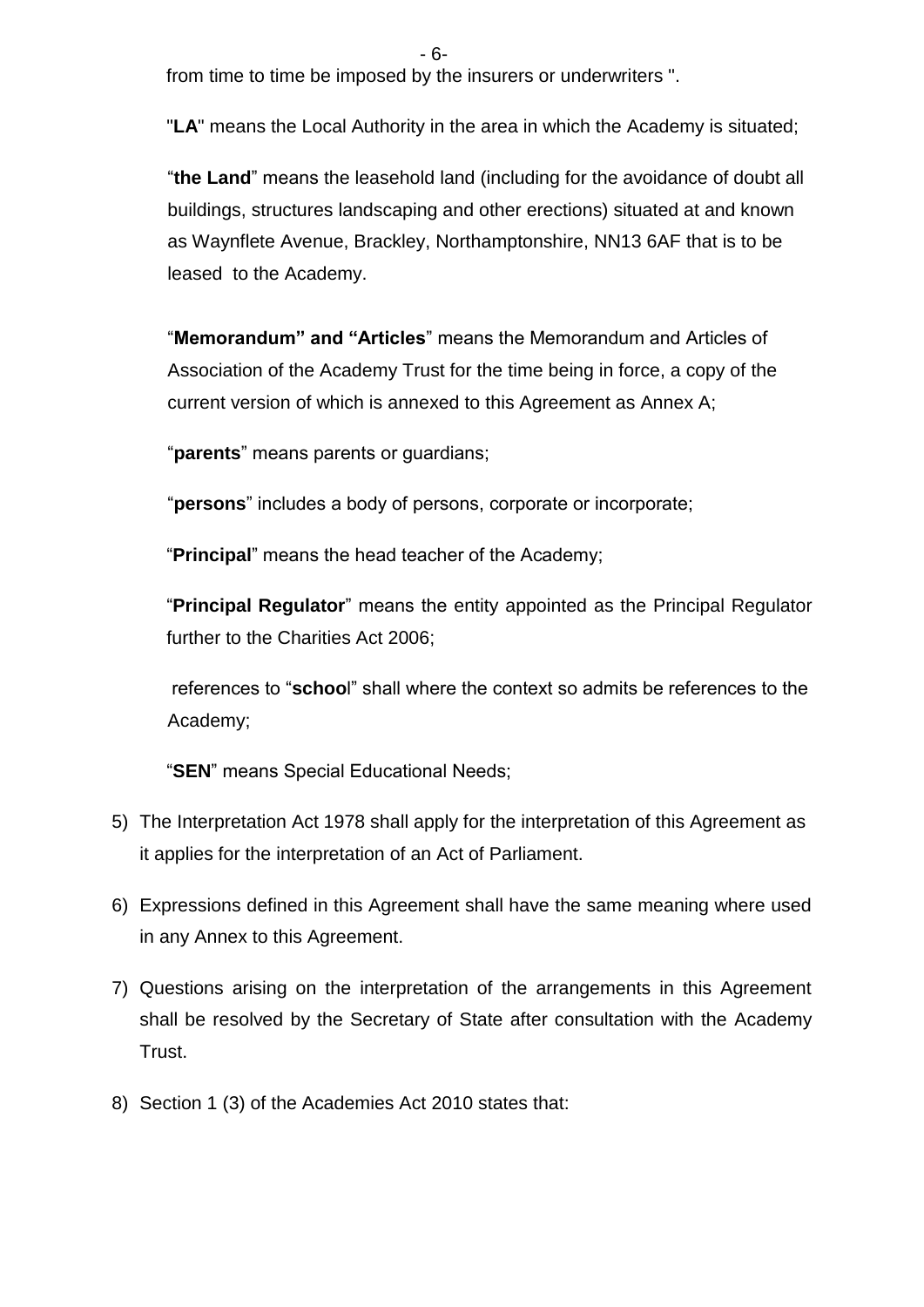from time to time be imposed by the insurers or underwriters ".

"**LA**" means the Local Authority in the area in which the Academy is situated;

"**the Land**" means the leasehold land (including for the avoidance of doubt all buildings, structures landscaping and other erections) situated at and known as Waynflete Avenue, Brackley, Northamptonshire, NN13 6AF that is to be leased to the Academy.

"**Memorandum" and "Articles**" means the Memorandum and Articles of Association of the Academy Trust for the time being in force, a copy of the current version of which is annexed to this Agreement as Annex A;

"**parents**" means parents or guardians;

"**persons**" includes a body of persons, corporate or incorporate;

"**Principal**" means the head teacher of the Academy;

"**Principal Regulator**" means the entity appointed as the Principal Regulator further to the Charities Act 2006;

references to "**schoo**l" shall where the context so admits be references to the Academy;

"**SEN**" means Special Educational Needs;

5) The Interpretation Act 1978 shall apply for the interpretation of this Agreement as it applies for the interpretation of an Act of Parliament.

6) Expressions defined in this Agreement shall have the same meaning where used in any Annex to this Agreement.

7) Questions arising on the interpretation of the arrangements in this Agreement shall be resolved by the Secretary of State after consultation with the Academy Trust.

8) Section 1 (3) of the Academies Act 2010 states that: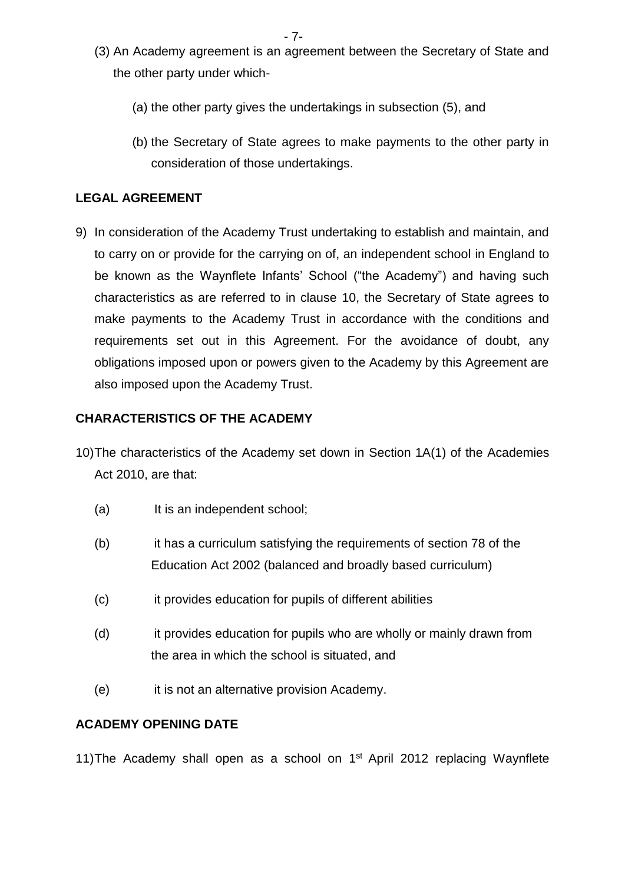(3) An Academy agreement is an agreement between the Secretary of State and the other party under which-

(a) the other party gives the undertakings in subsection (5), and

(b) the Secretary of State agrees to make payments to the other party in consideration of those undertakings.

**LEGAL AGREEMENT**

9) In consideration of the Academy Trust undertaking to establish and maintain, and to carry on or provide for the carrying on of, an independent school in England to be known as the Waynflete Infants' School ("the Academy") and having such characteristics as are referred to in clause 10, the Secretary of State agrees to make payments to the Academy Trust in accordance with the conditions and requirements set out in this Agreement. For the avoidance of doubt, any obligations imposed upon or powers given to the Academy by this Agreement are also imposed upon the Academy Trust.

**CHARACTERISTICS OF THE ACADEMY**

10) The characteristics of the Academy set down in Section 1A(1) of the Academies Act 2010, are that:

(a) It is an independent school;

(b) it has a curriculum satisfying the requirements of section 78 of the Education Act 2002 (balanced and broadly based curriculum)

(c) it provides education for pupils of different abilities

(d) it provides education for pupils who are wholly or mainly drawn from the area in which the school is situated, and

(e) it is not an alternative provision Academy.

**ACADEMY OPENING DATE**

11) The Academy shall open as a school on 1st April 2012 replacing Waynflete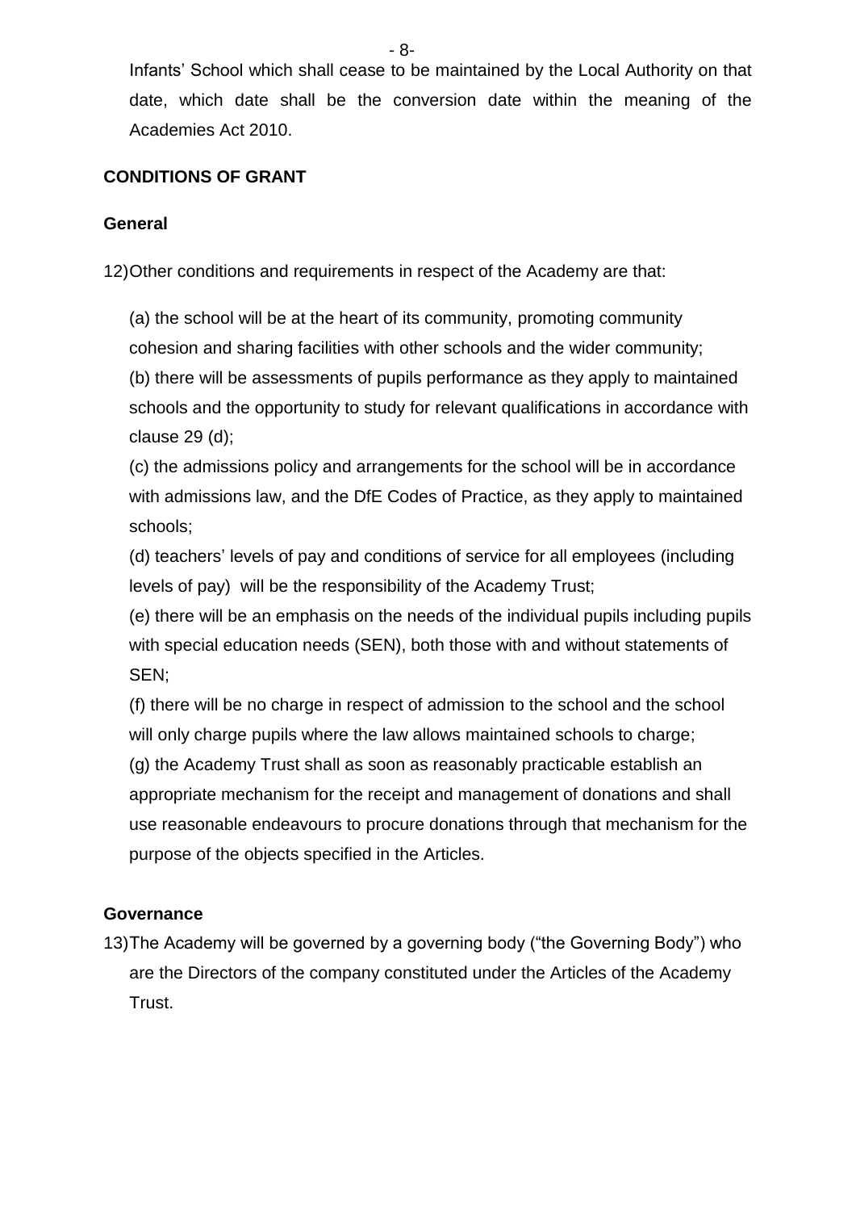Infants' School which shall cease to be maintained by the Local Authority on that date, which date shall be the conversion date within the meaning of the Academies Act 2010.

**CONDITIONS OF GRANT**

**General**

12) Other conditions and requirements in respect of the Academy are that:

(a) the school will be at the heart of its community, promoting community cohesion and sharing facilities with other schools and the wider community;
(b) there will be assessments of pupils performance as they apply to maintained schools and the opportunity to study for relevant qualifications in accordance with clause 29 (d);
(c) the admissions policy and arrangements for the school will be in accordance with admissions law, and the DfE Codes of Practice, as they apply to maintained schools;
(d) teachers' levels of pay and conditions of service for all employees (including levels of pay) will be the responsibility of the Academy Trust;
(e) there will be an emphasis on the needs of the individual pupils including pupils with special education needs (SEN), both those with and without statements of SEN;
(f) there will be no charge in respect of admission to the school and the school will only charge pupils where the law allows maintained schools to charge;
(g) the Academy Trust shall as soon as reasonably practicable establish an appropriate mechanism for the receipt and management of donations and shall use reasonable endeavours to procure donations through that mechanism for the purpose of the objects specified in the Articles.

**Governance**

13) The Academy will be governed by a governing body ("the Governing Body") who are the Directors of the company constituted under the Articles of the Academy Trust.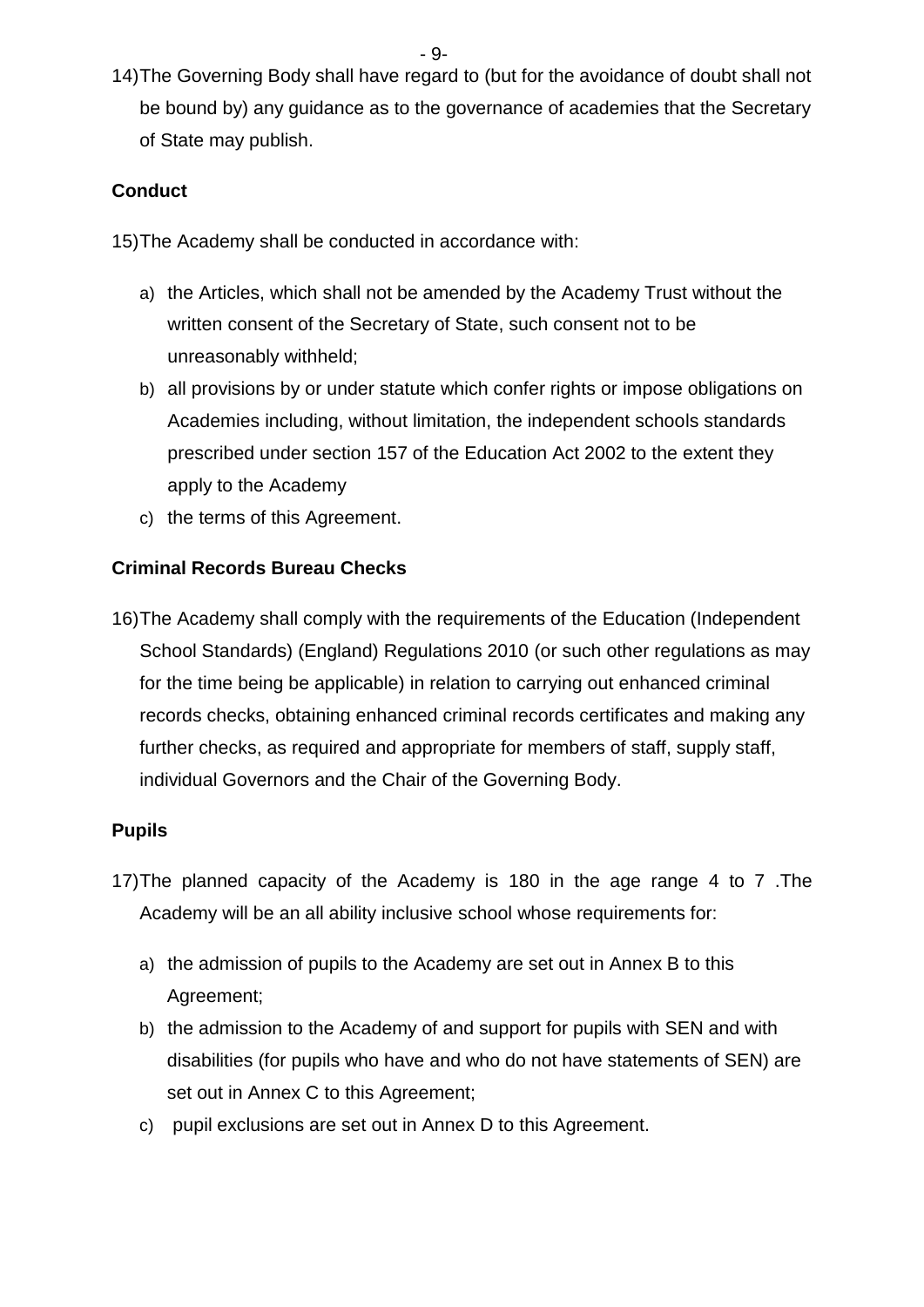14) The Governing Body shall have regard to (but for the avoidance of doubt shall not be bound by) any guidance as to the governance of academies that the Secretary of State may publish.

**Conduct**

15) The Academy shall be conducted in accordance with:

a) the Articles, which shall not be amended by the Academy Trust without the written consent of the Secretary of State, such consent not to be unreasonably withheld;

b) all provisions by or under statute which confer rights or impose obligations on Academies including, without limitation, the independent schools standards prescribed under section 157 of the Education Act 2002 to the extent they apply to the Academy

c) the terms of this Agreement.

**Criminal Records Bureau Checks**

16) The Academy shall comply with the requirements of the Education (Independent School Standards) (England) Regulations 2010 (or such other regulations as may for the time being be applicable) in relation to carrying out enhanced criminal records checks, obtaining enhanced criminal records certificates and making any further checks, as required and appropriate for members of staff, supply staff, individual Governors and the Chair of the Governing Body.

**Pupils**

17) The planned capacity of the Academy is 180 in the age range 4 to 7 .The Academy will be an all ability inclusive school whose requirements for:

a) the admission of pupils to the Academy are set out in Annex B to this Agreement;

b) the admission to the Academy of and support for pupils with SEN and with disabilities (for pupils who have and who do not have statements of SEN) are set out in Annex C to this Agreement;

c) pupil exclusions are set out in Annex D to this Agreement.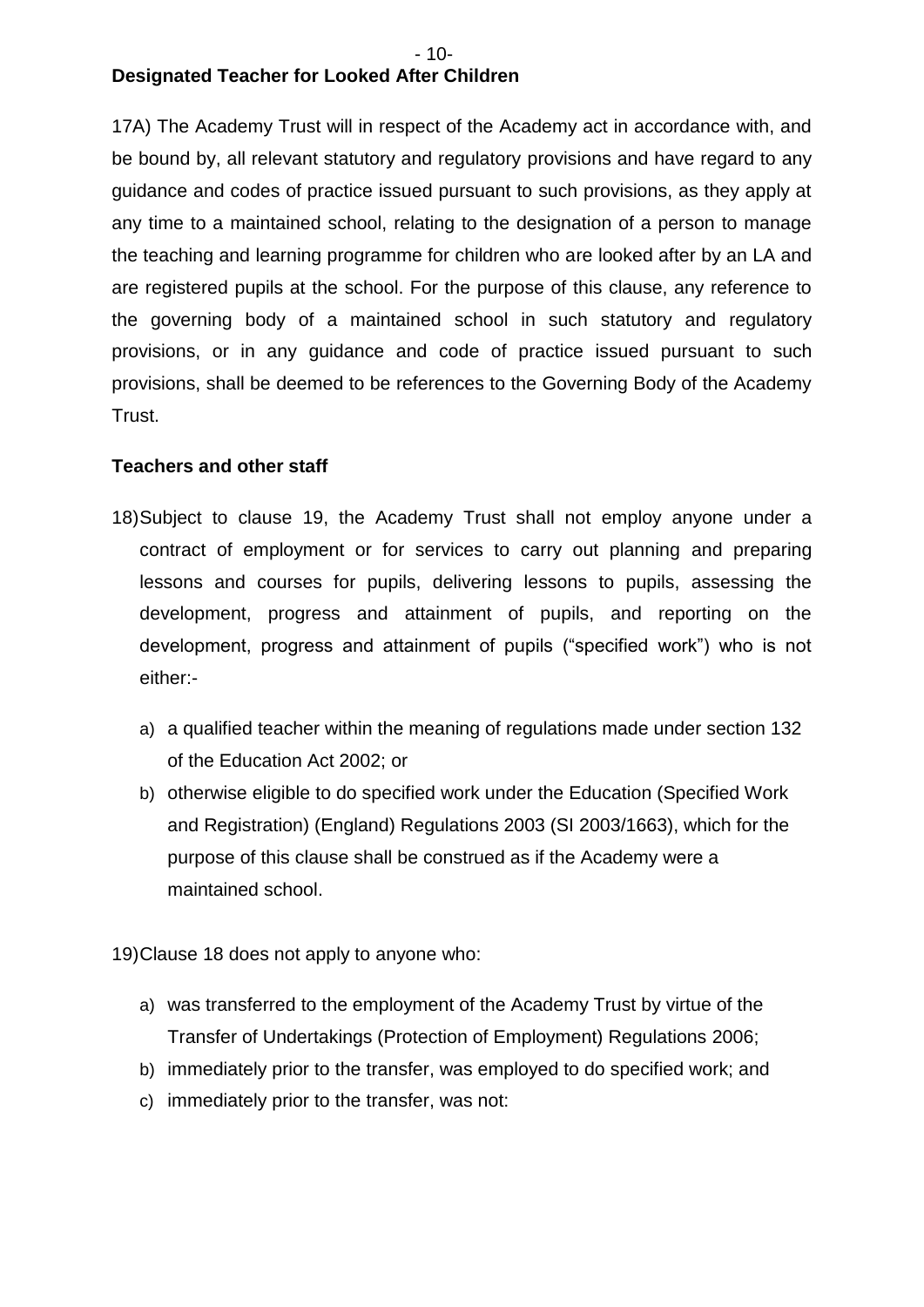**Designated Teacher for Looked After Children**

17A) The Academy Trust will in respect of the Academy act in accordance with, and be bound by, all relevant statutory and regulatory provisions and have regard to any guidance and codes of practice issued pursuant to such provisions, as they apply at any time to a maintained school, relating to the designation of a person to manage the teaching and learning programme for children who are looked after by an LA and are registered pupils at the school. For the purpose of this clause, any reference to the governing body of a maintained school in such statutory and regulatory provisions, or in any guidance and code of practice issued pursuant to such provisions, shall be deemed to be references to the Governing Body of the Academy Trust.

**Teachers and other staff**

18) Subject to clause 19, the Academy Trust shall not employ anyone under a contract of employment or for services to carry out planning and preparing lessons and courses for pupils, delivering lessons to pupils, assessing the development, progress and attainment of pupils, and reporting on the development, progress and attainment of pupils ("specified work") who is not either:-

  a) a qualified teacher within the meaning of regulations made under section 132 of the Education Act 2002; or
  b) otherwise eligible to do specified work under the Education (Specified Work and Registration) (England) Regulations 2003 (SI 2003/1663), which for the purpose of this clause shall be construed as if the Academy were a maintained school.

19) Clause 18 does not apply to anyone who:

  a) was transferred to the employment of the Academy Trust by virtue of the Transfer of Undertakings (Protection of Employment) Regulations 2006;
  b) immediately prior to the transfer, was employed to do specified work; and
  c) immediately prior to the transfer, was not: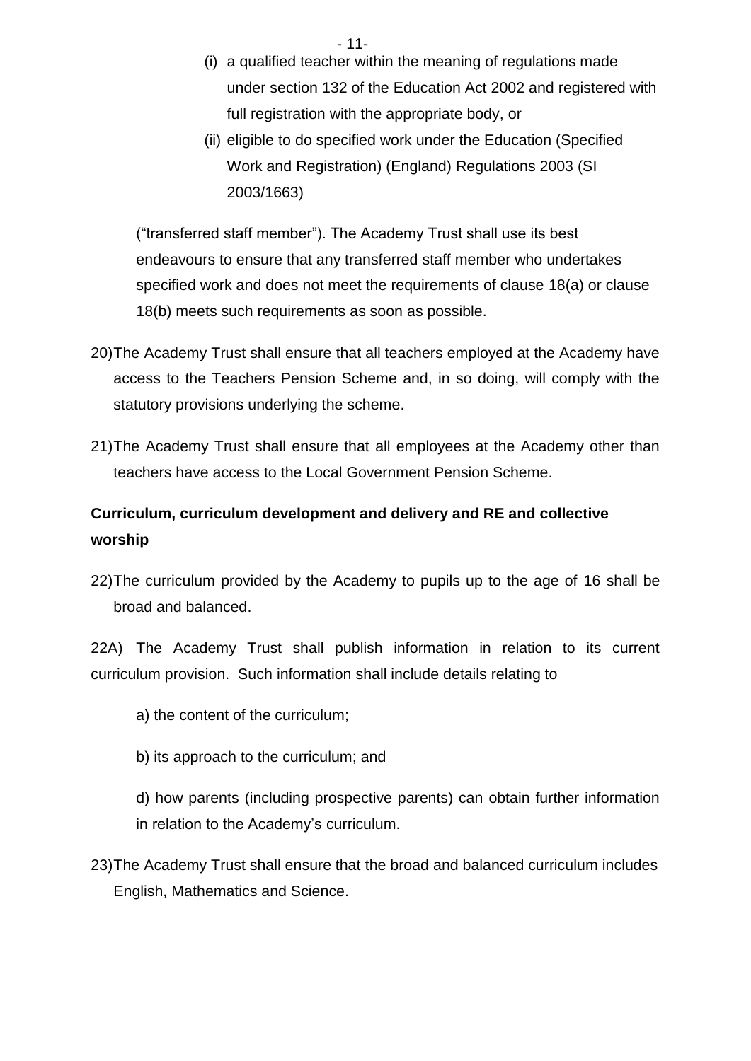(i) a qualified teacher within the meaning of regulations made under section 132 of the Education Act 2002 and registered with full registration with the appropriate body, or

(ii) eligible to do specified work under the Education (Specified Work and Registration) (England) Regulations 2003 (SI 2003/1663)

("transferred staff member"). The Academy Trust shall use its best endeavours to ensure that any transferred staff member who undertakes specified work and does not meet the requirements of clause 18(a) or clause 18(b) meets such requirements as soon as possible.

20) The Academy Trust shall ensure that all teachers employed at the Academy have access to the Teachers Pension Scheme and, in so doing, will comply with the statutory provisions underlying the scheme.

21) The Academy Trust shall ensure that all employees at the Academy other than teachers have access to the Local Government Pension Scheme.

**Curriculum, curriculum development and delivery and RE and collective worship**

22) The curriculum provided by the Academy to pupils up to the age of 16 shall be broad and balanced.

22A) The Academy Trust shall publish information in relation to its current curriculum provision. Such information shall include details relating to

a) the content of the curriculum;

b) its approach to the curriculum; and

d) how parents (including prospective parents) can obtain further information in relation to the Academy's curriculum.

23) The Academy Trust shall ensure that the broad and balanced curriculum includes English, Mathematics and Science.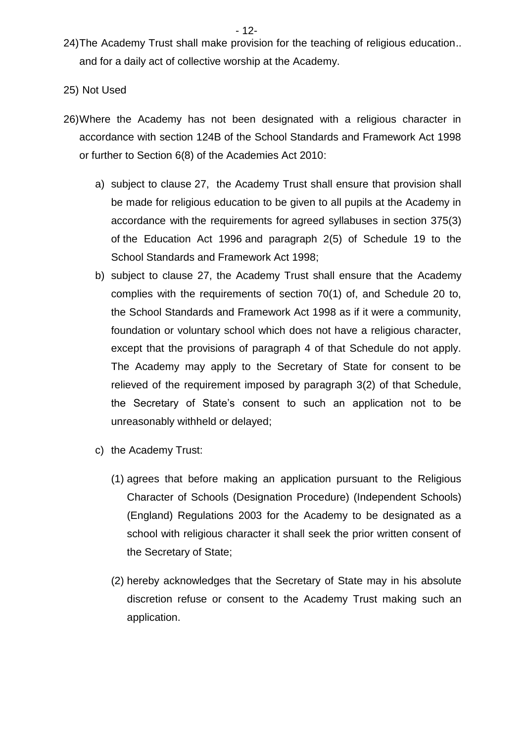24) The Academy Trust shall make provision for the teaching of religious education.. and for a daily act of collective worship at the Academy.

25) Not Used

26) Where the Academy has not been designated with a religious character in accordance with section 124B of the School Standards and Framework Act 1998 or further to Section 6(8) of the Academies Act 2010:

   a) subject to clause 27, the Academy Trust shall ensure that provision shall be made for religious education to be given to all pupils at the Academy in accordance with the requirements for agreed syllabuses in section 375(3) of the Education Act 1996 and paragraph 2(5) of Schedule 19 to the School Standards and Framework Act 1998;

   b) subject to clause 27, the Academy Trust shall ensure that the Academy complies with the requirements of section 70(1) of, and Schedule 20 to, the School Standards and Framework Act 1998 as if it were a community, foundation or voluntary school which does not have a religious character, except that the provisions of paragraph 4 of that Schedule do not apply. The Academy may apply to the Secretary of State for consent to be relieved of the requirement imposed by paragraph 3(2) of that Schedule, the Secretary of State's consent to such an application not to be unreasonably withheld or delayed;

   c) the Academy Trust:

      (1) agrees that before making an application pursuant to the Religious Character of Schools (Designation Procedure) (Independent Schools) (England) Regulations 2003 for the Academy to be designated as a school with religious character it shall seek the prior written consent of the Secretary of State;

      (2) hereby acknowledges that the Secretary of State may in his absolute discretion refuse or consent to the Academy Trust making such an application.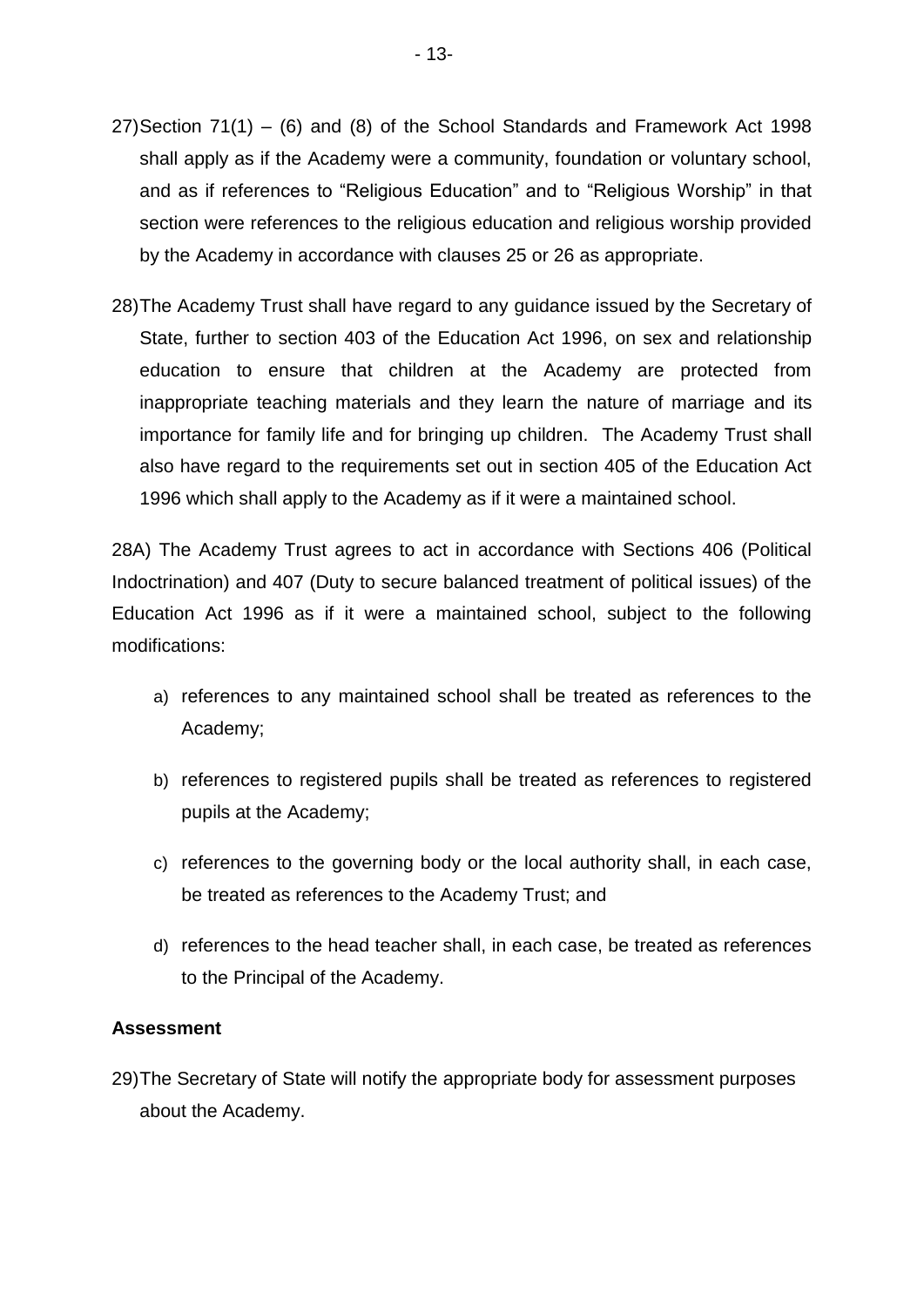27) Section 71(1) – (6) and (8) of the School Standards and Framework Act 1998 shall apply as if the Academy were a community, foundation or voluntary school, and as if references to "Religious Education" and to "Religious Worship" in that section were references to the religious education and religious worship provided by the Academy in accordance with clauses 25 or 26 as appropriate.

28) The Academy Trust shall have regard to any guidance issued by the Secretary of State, further to section 403 of the Education Act 1996, on sex and relationship education to ensure that children at the Academy are protected from inappropriate teaching materials and they learn the nature of marriage and its importance for family life and for bringing up children. The Academy Trust shall also have regard to the requirements set out in section 405 of the Education Act 1996 which shall apply to the Academy as if it were a maintained school.

28A) The Academy Trust agrees to act in accordance with Sections 406 (Political Indoctrination) and 407 (Duty to secure balanced treatment of political issues) of the Education Act 1996 as if it were a maintained school, subject to the following modifications:

a) references to any maintained school shall be treated as references to the Academy;

b) references to registered pupils shall be treated as references to registered pupils at the Academy;

c) references to the governing body or the local authority shall, in each case, be treated as references to the Academy Trust; and

d) references to the head teacher shall, in each case, be treated as references to the Principal of the Academy.

**Assessment**

29) The Secretary of State will notify the appropriate body for assessment purposes about the Academy.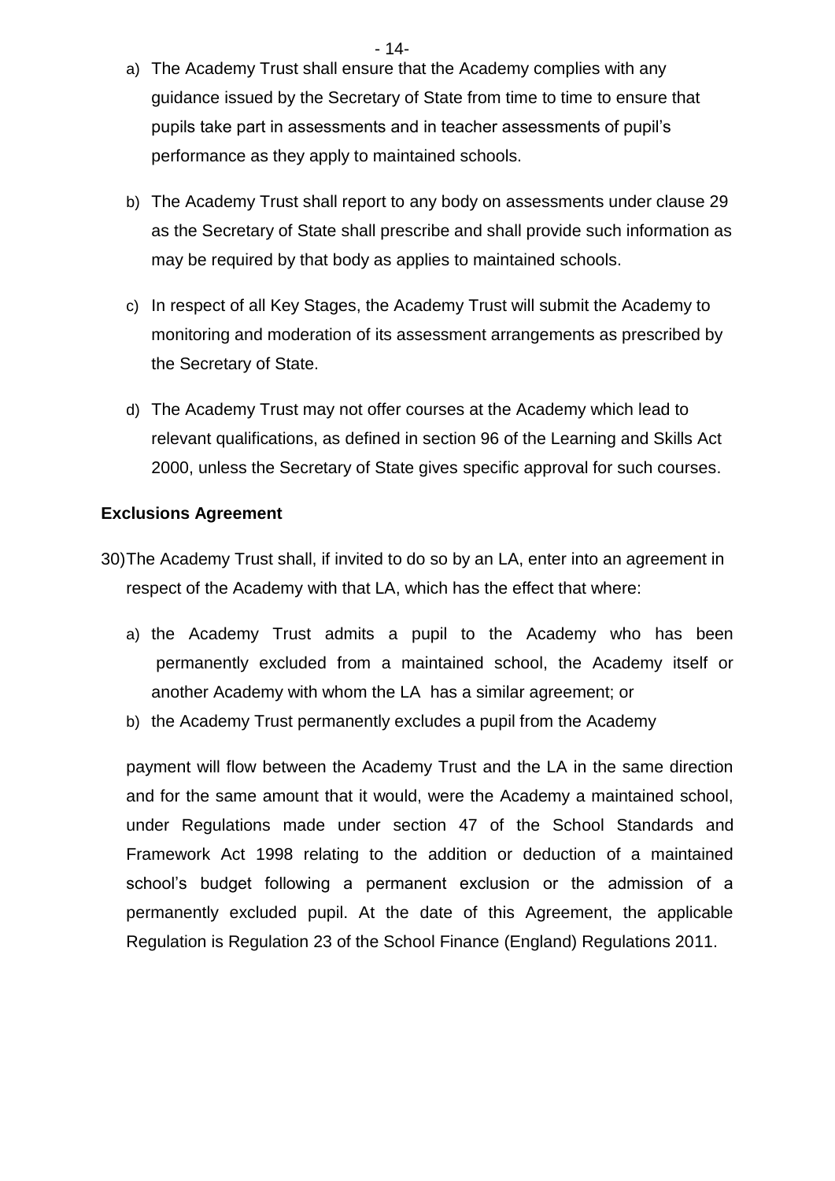a) The Academy Trust shall ensure that the Academy complies with any guidance issued by the Secretary of State from time to time to ensure that pupils take part in assessments and in teacher assessments of pupil's performance as they apply to maintained schools.

b) The Academy Trust shall report to any body on assessments under clause 29 as the Secretary of State shall prescribe and shall provide such information as may be required by that body as applies to maintained schools.

c) In respect of all Key Stages, the Academy Trust will submit the Academy to monitoring and moderation of its assessment arrangements as prescribed by the Secretary of State.

d) The Academy Trust may not offer courses at the Academy which lead to relevant qualifications, as defined in section 96 of the Learning and Skills Act 2000, unless the Secretary of State gives specific approval for such courses.

**Exclusions Agreement**

30) The Academy Trust shall, if invited to do so by an LA, enter into an agreement in respect of the Academy with that LA, which has the effect that where:

a) the Academy Trust admits a pupil to the Academy who has been permanently excluded from a maintained school, the Academy itself or another Academy with whom the LA has a similar agreement; or

b) the Academy Trust permanently excludes a pupil from the Academy

payment will flow between the Academy Trust and the LA in the same direction and for the same amount that it would, were the Academy a maintained school, under Regulations made under section 47 of the School Standards and Framework Act 1998 relating to the addition or deduction of a maintained school's budget following a permanent exclusion or the admission of a permanently excluded pupil. At the date of this Agreement, the applicable Regulation is Regulation 23 of the School Finance (England) Regulations 2011.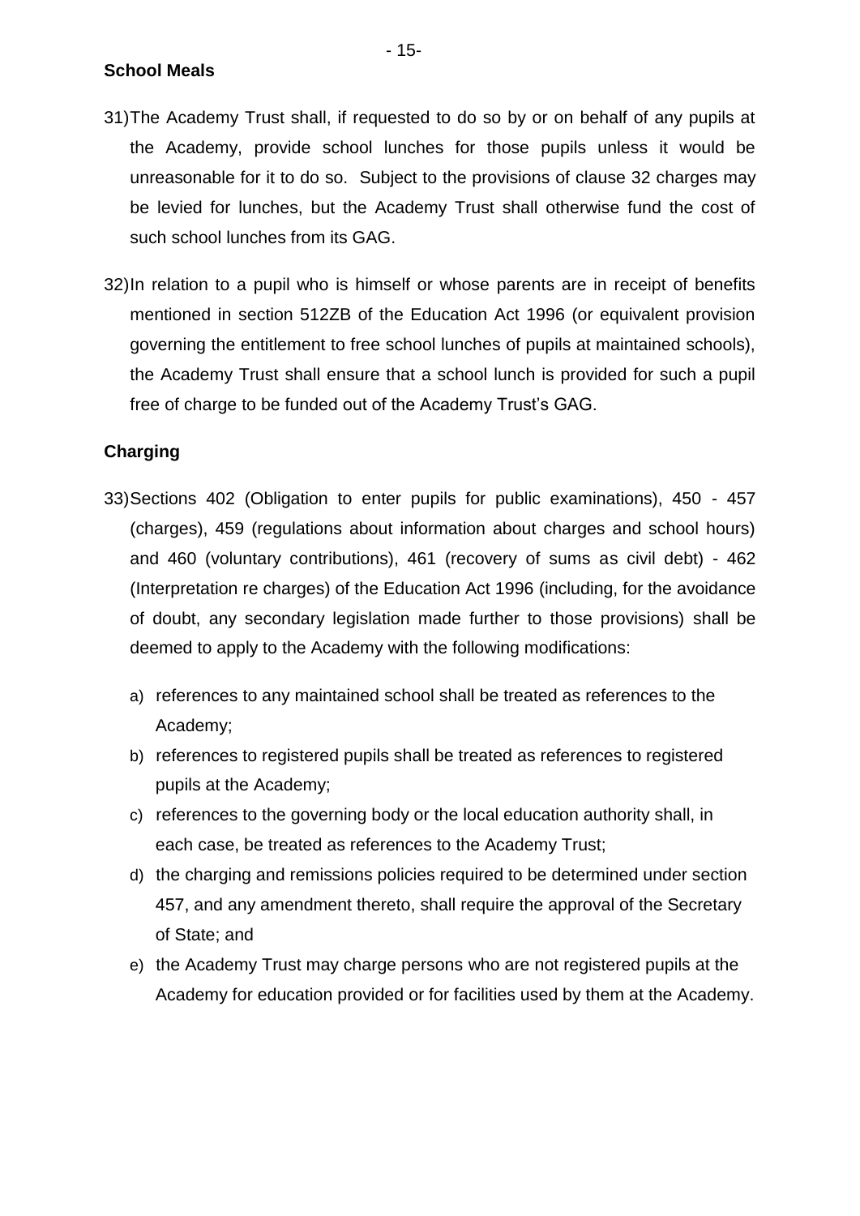## School Meals

31) The Academy Trust shall, if requested to do so by or on behalf of any pupils at the Academy, provide school lunches for those pupils unless it would be unreasonable for it to do so. Subject to the provisions of clause 32 charges may be levied for lunches, but the Academy Trust shall otherwise fund the cost of such school lunches from its GAG.

32) In relation to a pupil who is himself or whose parents are in receipt of benefits mentioned in section 512ZB of the Education Act 1996 (or equivalent provision governing the entitlement to free school lunches of pupils at maintained schools), the Academy Trust shall ensure that a school lunch is provided for such a pupil free of charge to be funded out of the Academy Trust's GAG.

## Charging

33) Sections 402 (Obligation to enter pupils for public examinations), 450 - 457 (charges), 459 (regulations about information about charges and school hours) and 460 (voluntary contributions), 461 (recovery of sums as civil debt) - 462 (Interpretation re charges) of the Education Act 1996 (including, for the avoidance of doubt, any secondary legislation made further to those provisions) shall be deemed to apply to the Academy with the following modifications:

   a) references to any maintained school shall be treated as references to the Academy;
   b) references to registered pupils shall be treated as references to registered pupils at the Academy;
   c) references to the governing body or the local education authority shall, in each case, be treated as references to the Academy Trust;
   d) the charging and remissions policies required to be determined under section 457, and any amendment thereto, shall require the approval of the Secretary of State; and
   e) the Academy Trust may charge persons who are not registered pupils at the Academy for education provided or for facilities used by them at the Academy.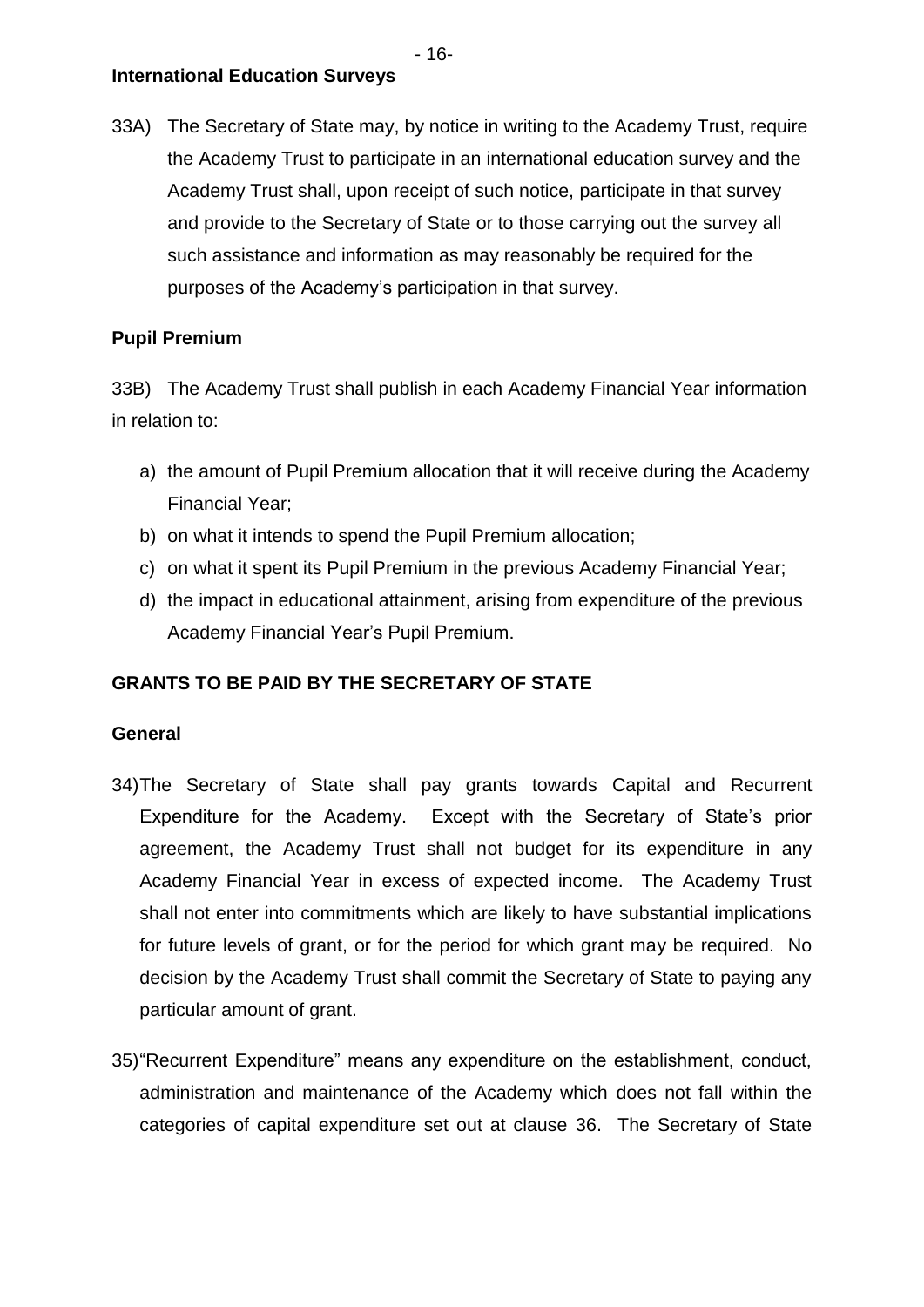**International Education Surveys**

33A) The Secretary of State may, by notice in writing to the Academy Trust, require the Academy Trust to participate in an international education survey and the Academy Trust shall, upon receipt of such notice, participate in that survey and provide to the Secretary of State or to those carrying out the survey all such assistance and information as may reasonably be required for the purposes of the Academy's participation in that survey.

**Pupil Premium**

33B) The Academy Trust shall publish in each Academy Financial Year information in relation to:

a) the amount of Pupil Premium allocation that it will receive during the Academy Financial Year;
b) on what it intends to spend the Pupil Premium allocation;
c) on what it spent its Pupil Premium in the previous Academy Financial Year;
d) the impact in educational attainment, arising from expenditure of the previous Academy Financial Year's Pupil Premium.

**GRANTS TO BE PAID BY THE SECRETARY OF STATE**

**General**

34) The Secretary of State shall pay grants towards Capital and Recurrent Expenditure for the Academy. Except with the Secretary of State's prior agreement, the Academy Trust shall not budget for its expenditure in any Academy Financial Year in excess of expected income. The Academy Trust shall not enter into commitments which are likely to have substantial implications for future levels of grant, or for the period for which grant may be required. No decision by the Academy Trust shall commit the Secretary of State to paying any particular amount of grant.

35) "Recurrent Expenditure" means any expenditure on the establishment, conduct, administration and maintenance of the Academy which does not fall within the categories of capital expenditure set out at clause 36. The Secretary of State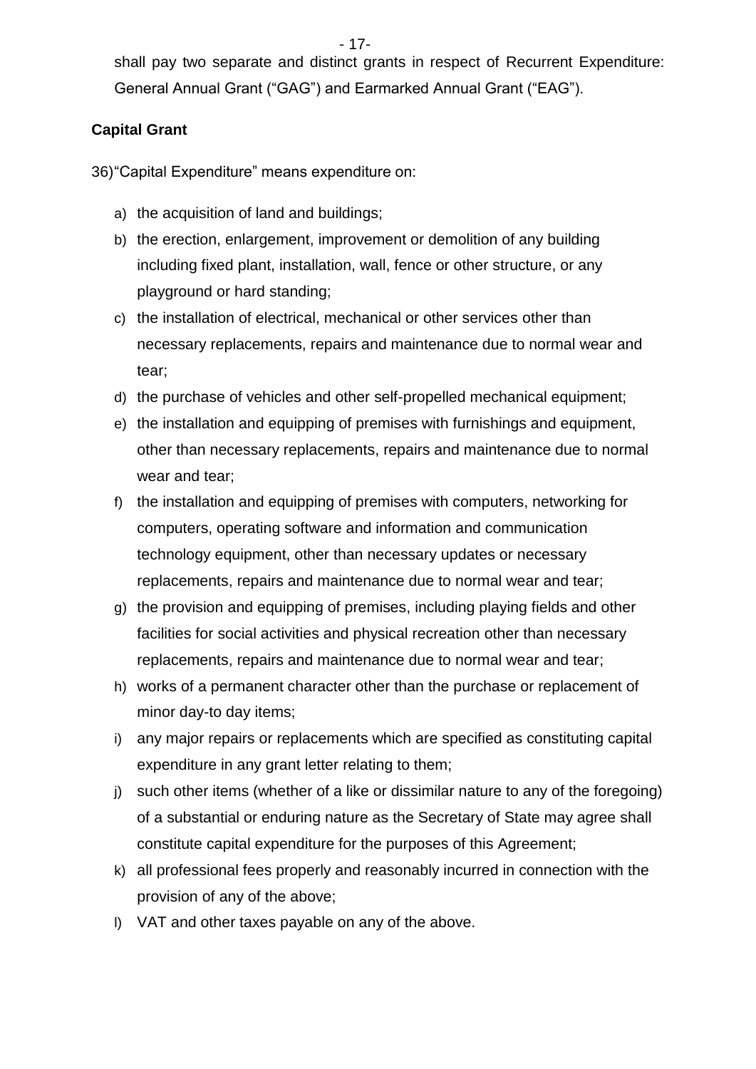shall pay two separate and distinct grants in respect of Recurrent Expenditure: General Annual Grant ("GAG") and Earmarked Annual Grant ("EAG").

**Capital Grant**

36) "Capital Expenditure" means expenditure on:

a) the acquisition of land and buildings;
b) the erection, enlargement, improvement or demolition of any building including fixed plant, installation, wall, fence or other structure, or any playground or hard standing;
c) the installation of electrical, mechanical or other services other than necessary replacements, repairs and maintenance due to normal wear and tear;
d) the purchase of vehicles and other self-propelled mechanical equipment;
e) the installation and equipping of premises with furnishings and equipment, other than necessary replacements, repairs and maintenance due to normal wear and tear;
f) the installation and equipping of premises with computers, networking for computers, operating software and information and communication technology equipment, other than necessary updates or necessary replacements, repairs and maintenance due to normal wear and tear;
g) the provision and equipping of premises, including playing fields and other facilities for social activities and physical recreation other than necessary replacements, repairs and maintenance due to normal wear and tear;
h) works of a permanent character other than the purchase or replacement of minor day-to day items;
i) any major repairs or replacements which are specified as constituting capital expenditure in any grant letter relating to them;
j) such other items (whether of a like or dissimilar nature to any of the foregoing) of a substantial or enduring nature as the Secretary of State may agree shall constitute capital expenditure for the purposes of this Agreement;
k) all professional fees properly and reasonably incurred in connection with the provision of any of the above;
l) VAT and other taxes payable on any of the above.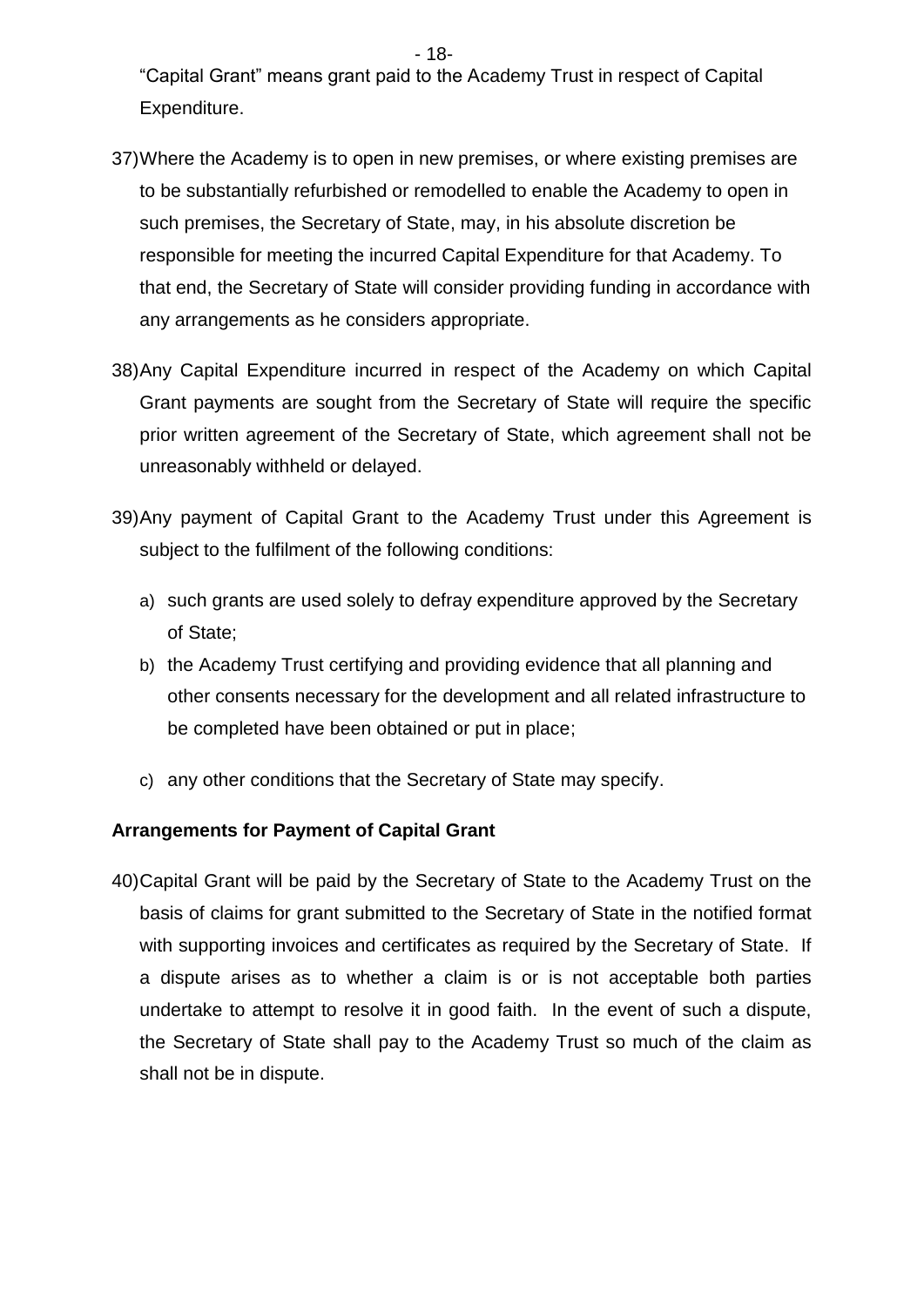"Capital Grant" means grant paid to the Academy Trust in respect of Capital Expenditure.

37) Where the Academy is to open in new premises, or where existing premises are to be substantially refurbished or remodelled to enable the Academy to open in such premises, the Secretary of State, may, in his absolute discretion be responsible for meeting the incurred Capital Expenditure for that Academy. To that end, the Secretary of State will consider providing funding in accordance with any arrangements as he considers appropriate.

38) Any Capital Expenditure incurred in respect of the Academy on which Capital Grant payments are sought from the Secretary of State will require the specific prior written agreement of the Secretary of State, which agreement shall not be unreasonably withheld or delayed.

39) Any payment of Capital Grant to the Academy Trust under this Agreement is subject to the fulfilment of the following conditions:

   a) such grants are used solely to defray expenditure approved by the Secretary of State;
   b) the Academy Trust certifying and providing evidence that all planning and other consents necessary for the development and all related infrastructure to be completed have been obtained or put in place;
   c) any other conditions that the Secretary of State may specify.

**Arrangements for Payment of Capital Grant**

40) Capital Grant will be paid by the Secretary of State to the Academy Trust on the basis of claims for grant submitted to the Secretary of State in the notified format with supporting invoices and certificates as required by the Secretary of State. If a dispute arises as to whether a claim is or is not acceptable both parties undertake to attempt to resolve it in good faith. In the event of such a dispute, the Secretary of State shall pay to the Academy Trust so much of the claim as shall not be in dispute.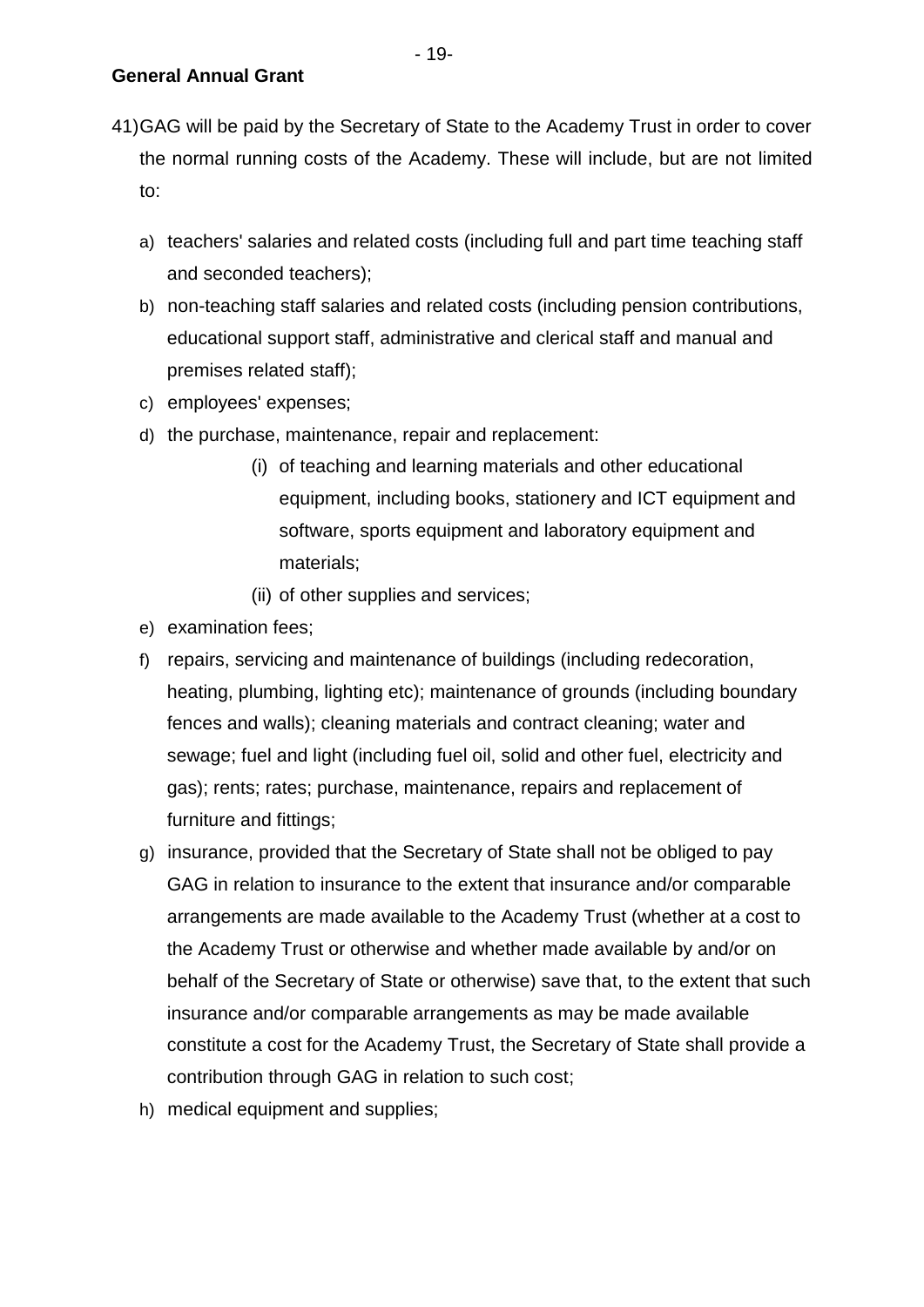**General Annual Grant**

41) GAG will be paid by the Secretary of State to the Academy Trust in order to cover the normal running costs of the Academy. These will include, but are not limited to:

a) teachers' salaries and related costs (including full and part time teaching staff and seconded teachers);

b) non-teaching staff salaries and related costs (including pension contributions, educational support staff, administrative and clerical staff and manual and premises related staff);

c) employees' expenses;

d) the purchase, maintenance, repair and replacement:

   (i) of teaching and learning materials and other educational equipment, including books, stationery and ICT equipment and software, sports equipment and laboratory equipment and materials;

   (ii) of other supplies and services;

e) examination fees;

f) repairs, servicing and maintenance of buildings (including redecoration, heating, plumbing, lighting etc); maintenance of grounds (including boundary fences and walls); cleaning materials and contract cleaning; water and sewage; fuel and light (including fuel oil, solid and other fuel, electricity and gas); rents; rates; purchase, maintenance, repairs and replacement of furniture and fittings;

g) insurance, provided that the Secretary of State shall not be obliged to pay GAG in relation to insurance to the extent that insurance and/or comparable arrangements are made available to the Academy Trust (whether at a cost to the Academy Trust or otherwise and whether made available by and/or on behalf of the Secretary of State or otherwise) save that, to the extent that such insurance and/or comparable arrangements as may be made available constitute a cost for the Academy Trust, the Secretary of State shall provide a contribution through GAG in relation to such cost;

h) medical equipment and supplies;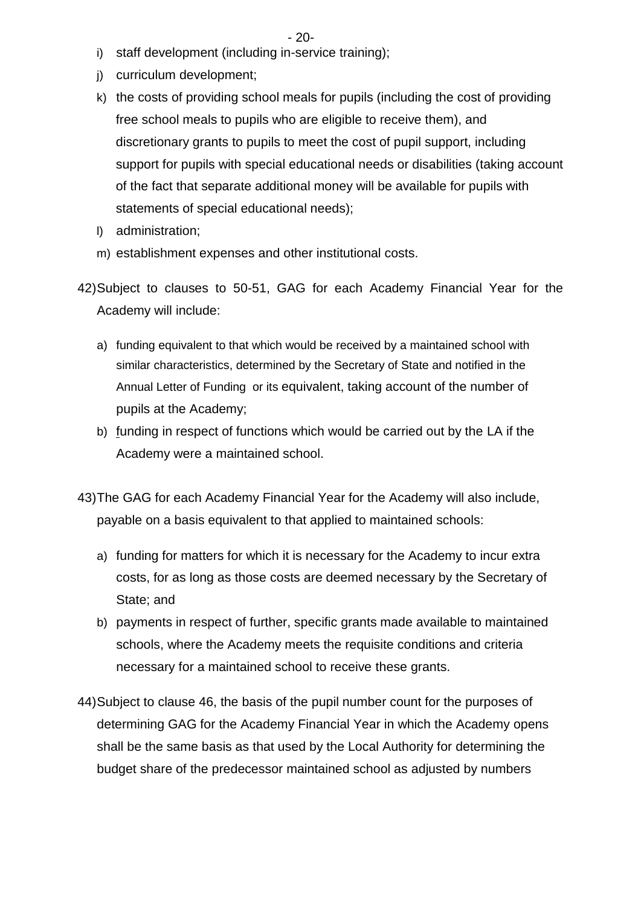i) staff development (including in-service training);
j) curriculum development;
k) the costs of providing school meals for pupils (including the cost of providing free school meals to pupils who are eligible to receive them), and discretionary grants to pupils to meet the cost of pupil support, including support for pupils with special educational needs or disabilities (taking account of the fact that separate additional money will be available for pupils with statements of special educational needs);
l) administration;
m) establishment expenses and other institutional costs.

42) Subject to clauses to 50-51, GAG for each Academy Financial Year for the Academy will include:

   a) funding equivalent to that which would be received by a maintained school with similar characteristics, determined by the Secretary of State and notified in the Annual Letter of Funding or its equivalent, taking account of the number of pupils at the Academy;
   b) funding in respect of functions which would be carried out by the LA if the Academy were a maintained school.

43) The GAG for each Academy Financial Year for the Academy will also include, payable on a basis equivalent to that applied to maintained schools:

   a) funding for matters for which it is necessary for the Academy to incur extra costs, for as long as those costs are deemed necessary by the Secretary of State; and
   b) payments in respect of further, specific grants made available to maintained schools, where the Academy meets the requisite conditions and criteria necessary for a maintained school to receive these grants.

44) Subject to clause 46, the basis of the pupil number count for the purposes of determining GAG for the Academy Financial Year in which the Academy opens shall be the same basis as that used by the Local Authority for determining the budget share of the predecessor maintained school as adjusted by numbers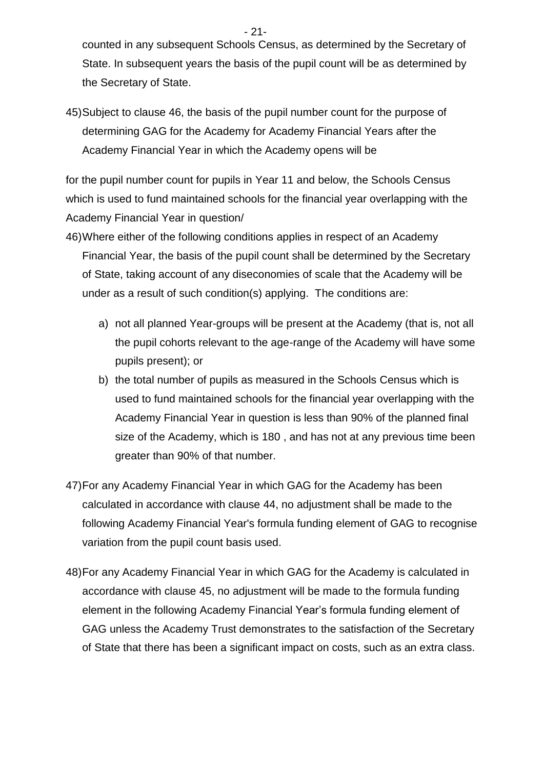counted in any subsequent Schools Census, as determined by the Secretary of State. In subsequent years the basis of the pupil count will be as determined by the Secretary of State.

45) Subject to clause 46, the basis of the pupil number count for the purpose of determining GAG for the Academy for Academy Financial Years after the Academy Financial Year in which the Academy opens will be

for the pupil number count for pupils in Year 11 and below, the Schools Census which is used to fund maintained schools for the financial year overlapping with the Academy Financial Year in question/

46) Where either of the following conditions applies in respect of an Academy Financial Year, the basis of the pupil count shall be determined by the Secretary of State, taking account of any diseconomies of scale that the Academy will be under as a result of such condition(s) applying.  The conditions are:

   a) not all planned Year-groups will be present at the Academy (that is, not all the pupil cohorts relevant to the age-range of the Academy will have some pupils present); or

   b) the total number of pupils as measured in the Schools Census which is used to fund maintained schools for the financial year overlapping with the Academy Financial Year in question is less than 90% of the planned final size of the Academy, which is 180 , and has not at any previous time been greater than 90% of that number.

47) For any Academy Financial Year in which GAG for the Academy has been calculated in accordance with clause 44, no adjustment shall be made to the following Academy Financial Year's formula funding element of GAG to recognise variation from the pupil count basis used.

48) For any Academy Financial Year in which GAG for the Academy is calculated in accordance with clause 45, no adjustment will be made to the formula funding element in the following Academy Financial Year's formula funding element of GAG unless the Academy Trust demonstrates to the satisfaction of the Secretary of State that there has been a significant impact on costs, such as an extra class.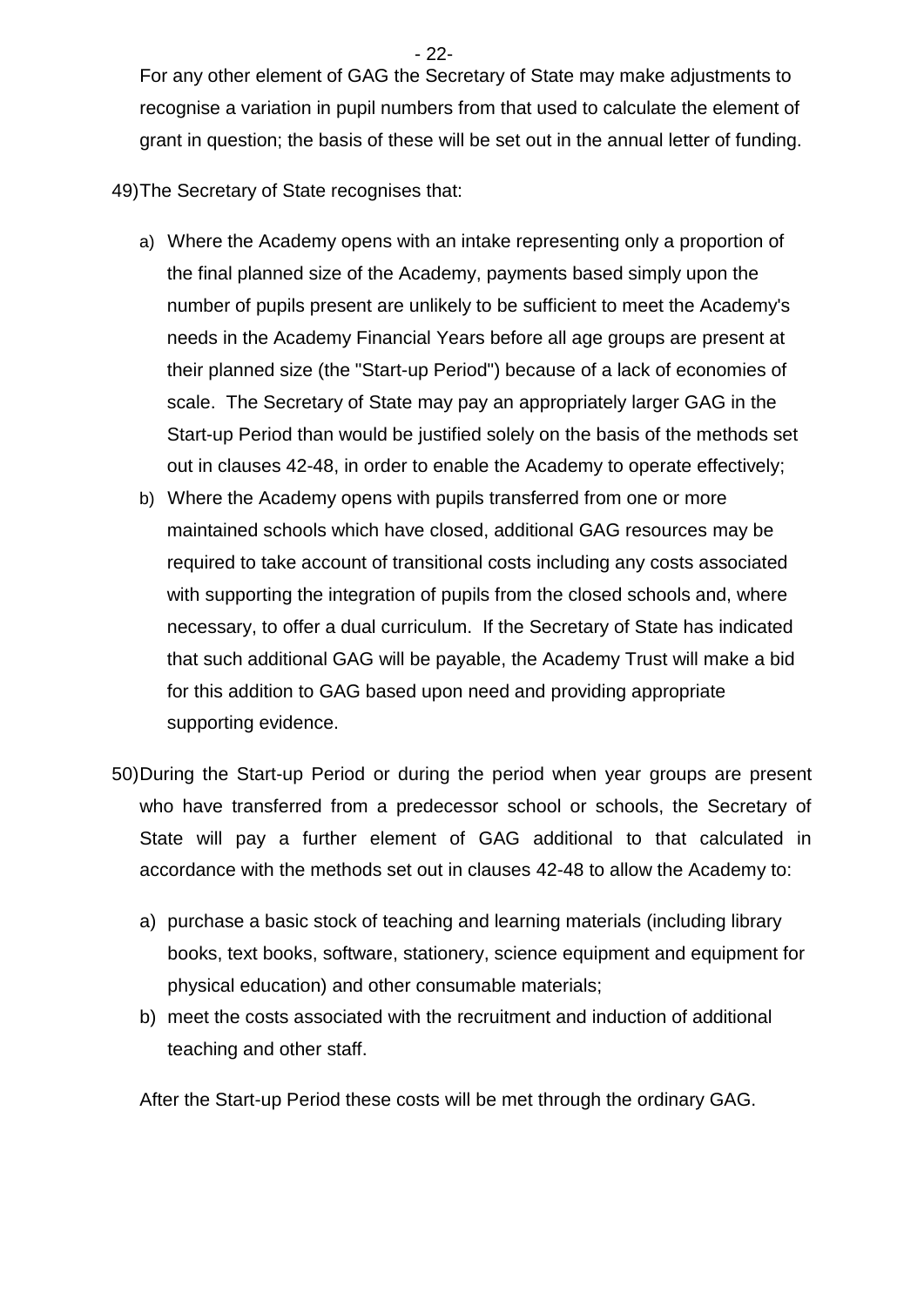For any other element of GAG the Secretary of State may make adjustments to recognise a variation in pupil numbers from that used to calculate the element of grant in question; the basis of these will be set out in the annual letter of funding.

49) The Secretary of State recognises that:

   a) Where the Academy opens with an intake representing only a proportion of the final planned size of the Academy, payments based simply upon the number of pupils present are unlikely to be sufficient to meet the Academy's needs in the Academy Financial Years before all age groups are present at their planned size (the "Start-up Period") because of a lack of economies of scale. The Secretary of State may pay an appropriately larger GAG in the Start-up Period than would be justified solely on the basis of the methods set out in clauses 42-48, in order to enable the Academy to operate effectively;

   b) Where the Academy opens with pupils transferred from one or more maintained schools which have closed, additional GAG resources may be required to take account of transitional costs including any costs associated with supporting the integration of pupils from the closed schools and, where necessary, to offer a dual curriculum. If the Secretary of State has indicated that such additional GAG will be payable, the Academy Trust will make a bid for this addition to GAG based upon need and providing appropriate supporting evidence.

50) During the Start-up Period or during the period when year groups are present who have transferred from a predecessor school or schools, the Secretary of State will pay a further element of GAG additional to that calculated in accordance with the methods set out in clauses 42-48 to allow the Academy to:

   a) purchase a basic stock of teaching and learning materials (including library books, text books, software, stationery, science equipment and equipment for physical education) and other consumable materials;

   b) meet the costs associated with the recruitment and induction of additional teaching and other staff.

   After the Start-up Period these costs will be met through the ordinary GAG.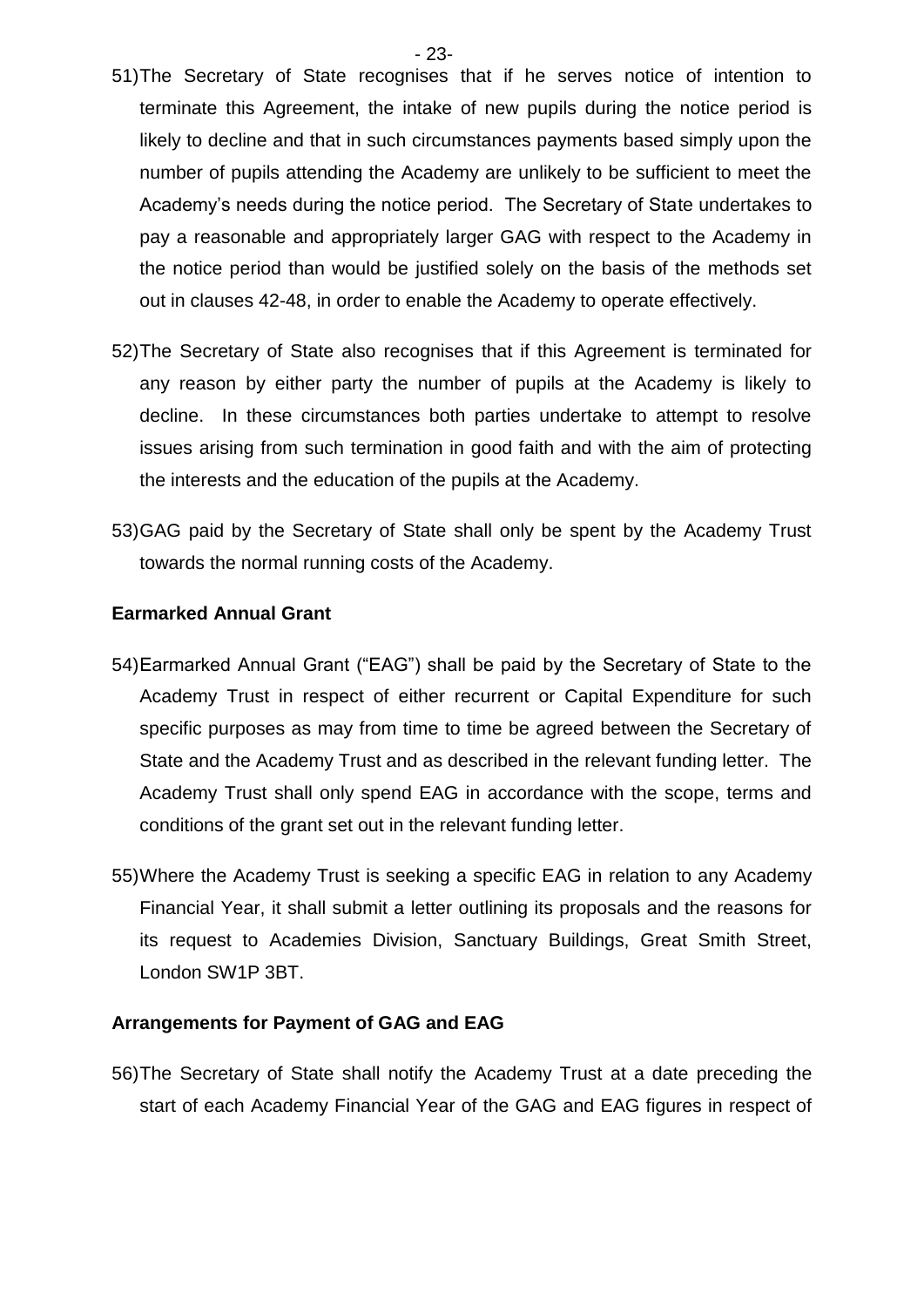51) The Secretary of State recognises that if he serves notice of intention to terminate this Agreement, the intake of new pupils during the notice period is likely to decline and that in such circumstances payments based simply upon the number of pupils attending the Academy are unlikely to be sufficient to meet the Academy's needs during the notice period. The Secretary of State undertakes to pay a reasonable and appropriately larger GAG with respect to the Academy in the notice period than would be justified solely on the basis of the methods set out in clauses 42-48, in order to enable the Academy to operate effectively.

52) The Secretary of State also recognises that if this Agreement is terminated for any reason by either party the number of pupils at the Academy is likely to decline. In these circumstances both parties undertake to attempt to resolve issues arising from such termination in good faith and with the aim of protecting the interests and the education of the pupils at the Academy.

53) GAG paid by the Secretary of State shall only be spent by the Academy Trust towards the normal running costs of the Academy.

**Earmarked Annual Grant**

54) Earmarked Annual Grant ("EAG") shall be paid by the Secretary of State to the Academy Trust in respect of either recurrent or Capital Expenditure for such specific purposes as may from time to time be agreed between the Secretary of State and the Academy Trust and as described in the relevant funding letter. The Academy Trust shall only spend EAG in accordance with the scope, terms and conditions of the grant set out in the relevant funding letter.

55) Where the Academy Trust is seeking a specific EAG in relation to any Academy Financial Year, it shall submit a letter outlining its proposals and the reasons for its request to Academies Division, Sanctuary Buildings, Great Smith Street, London SW1P 3BT.

**Arrangements for Payment of GAG and EAG**

56) The Secretary of State shall notify the Academy Trust at a date preceding the start of each Academy Financial Year of the GAG and EAG figures in respect of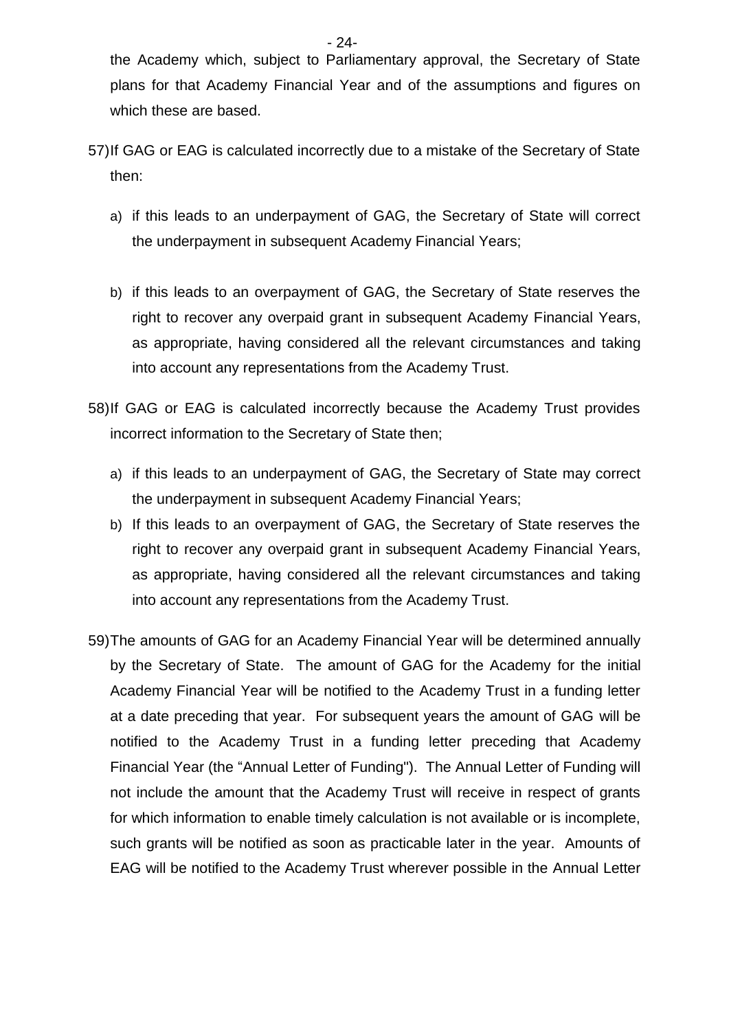the Academy which, subject to Parliamentary approval, the Secretary of State plans for that Academy Financial Year and of the assumptions and figures on which these are based.

57) If GAG or EAG is calculated incorrectly due to a mistake of the Secretary of State then:

   a) if this leads to an underpayment of GAG, the Secretary of State will correct the underpayment in subsequent Academy Financial Years;

   b) if this leads to an overpayment of GAG, the Secretary of State reserves the right to recover any overpaid grant in subsequent Academy Financial Years, as appropriate, having considered all the relevant circumstances and taking into account any representations from the Academy Trust.

58) If GAG or EAG is calculated incorrectly because the Academy Trust provides incorrect information to the Secretary of State then;

   a) if this leads to an underpayment of GAG, the Secretary of State may correct the underpayment in subsequent Academy Financial Years;

   b) If this leads to an overpayment of GAG, the Secretary of State reserves the right to recover any overpaid grant in subsequent Academy Financial Years, as appropriate, having considered all the relevant circumstances and taking into account any representations from the Academy Trust.

59) The amounts of GAG for an Academy Financial Year will be determined annually by the Secretary of State. The amount of GAG for the Academy for the initial Academy Financial Year will be notified to the Academy Trust in a funding letter at a date preceding that year. For subsequent years the amount of GAG will be notified to the Academy Trust in a funding letter preceding that Academy Financial Year (the "Annual Letter of Funding"). The Annual Letter of Funding will not include the amount that the Academy Trust will receive in respect of grants for which information to enable timely calculation is not available or is incomplete, such grants will be notified as soon as practicable later in the year. Amounts of EAG will be notified to the Academy Trust wherever possible in the Annual Letter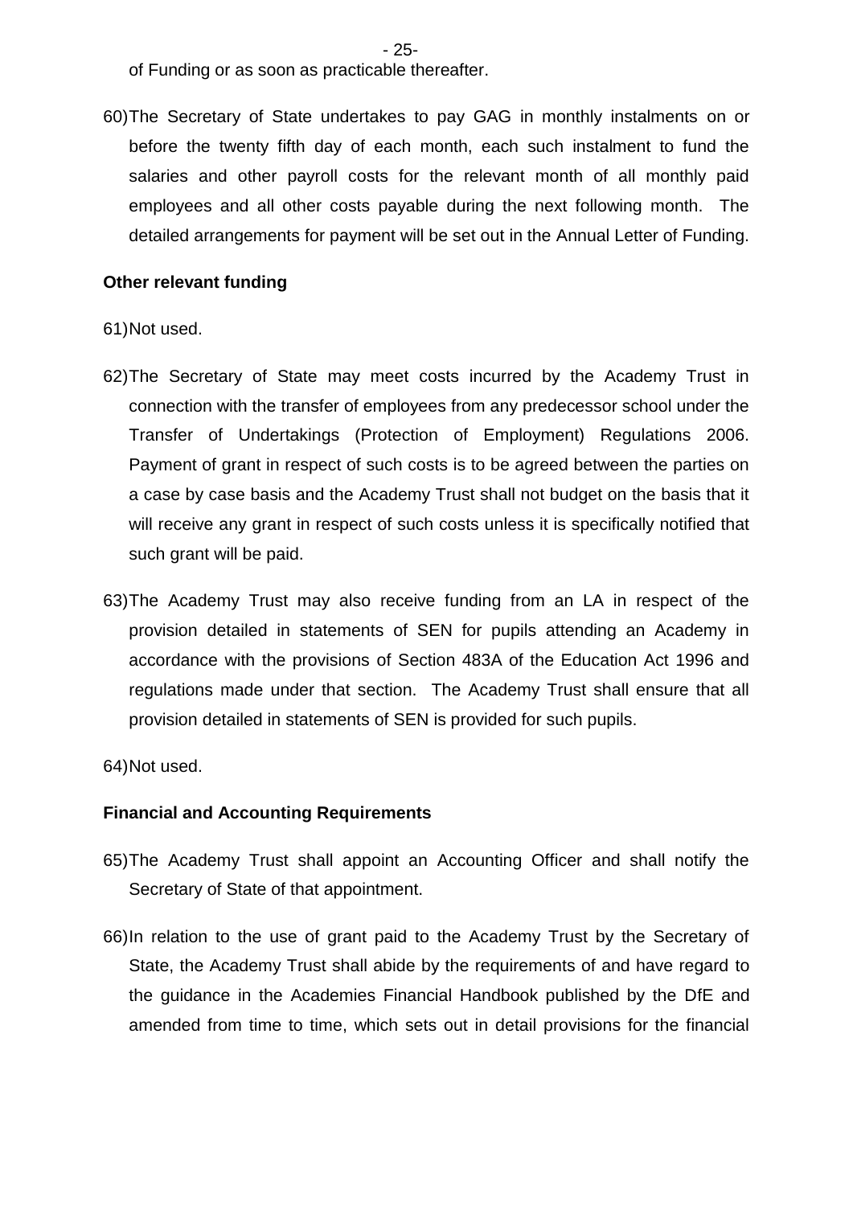of Funding or as soon as practicable thereafter.

60) The Secretary of State undertakes to pay GAG in monthly instalments on or before the twenty fifth day of each month, each such instalment to fund the salaries and other payroll costs for the relevant month of all monthly paid employees and all other costs payable during the next following month. The detailed arrangements for payment will be set out in the Annual Letter of Funding.

**Other relevant funding**

61) Not used.

62) The Secretary of State may meet costs incurred by the Academy Trust in connection with the transfer of employees from any predecessor school under the Transfer of Undertakings (Protection of Employment) Regulations 2006. Payment of grant in respect of such costs is to be agreed between the parties on a case by case basis and the Academy Trust shall not budget on the basis that it will receive any grant in respect of such costs unless it is specifically notified that such grant will be paid.

63) The Academy Trust may also receive funding from an LA in respect of the provision detailed in statements of SEN for pupils attending an Academy in accordance with the provisions of Section 483A of the Education Act 1996 and regulations made under that section. The Academy Trust shall ensure that all provision detailed in statements of SEN is provided for such pupils.

64) Not used.

**Financial and Accounting Requirements**

65) The Academy Trust shall appoint an Accounting Officer and shall notify the Secretary of State of that appointment.

66) In relation to the use of grant paid to the Academy Trust by the Secretary of State, the Academy Trust shall abide by the requirements of and have regard to the guidance in the Academies Financial Handbook published by the DfE and amended from time to time, which sets out in detail provisions for the financial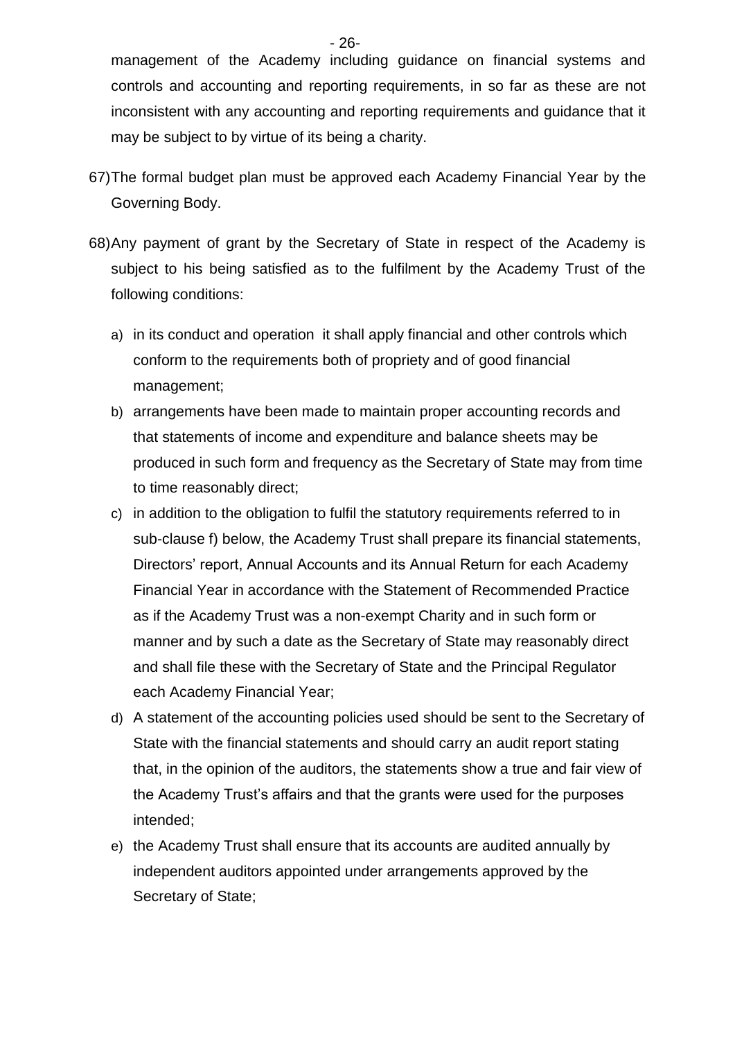management of the Academy including guidance on financial systems and controls and accounting and reporting requirements, in so far as these are not inconsistent with any accounting and reporting requirements and guidance that it may be subject to by virtue of its being a charity.

67) The formal budget plan must be approved each Academy Financial Year by the Governing Body.

68) Any payment of grant by the Secretary of State in respect of the Academy is subject to his being satisfied as to the fulfilment by the Academy Trust of the following conditions:

a) in its conduct and operation it shall apply financial and other controls which conform to the requirements both of propriety and of good financial management;

b) arrangements have been made to maintain proper accounting records and that statements of income and expenditure and balance sheets may be produced in such form and frequency as the Secretary of State may from time to time reasonably direct;

c) in addition to the obligation to fulfil the statutory requirements referred to in sub-clause f) below, the Academy Trust shall prepare its financial statements, Directors' report, Annual Accounts and its Annual Return for each Academy Financial Year in accordance with the Statement of Recommended Practice as if the Academy Trust was a non-exempt Charity and in such form or manner and by such a date as the Secretary of State may reasonably direct and shall file these with the Secretary of State and the Principal Regulator each Academy Financial Year;

d) A statement of the accounting policies used should be sent to the Secretary of State with the financial statements and should carry an audit report stating that, in the opinion of the auditors, the statements show a true and fair view of the Academy Trust's affairs and that the grants were used for the purposes intended;

e) the Academy Trust shall ensure that its accounts are audited annually by independent auditors appointed under arrangements approved by the Secretary of State;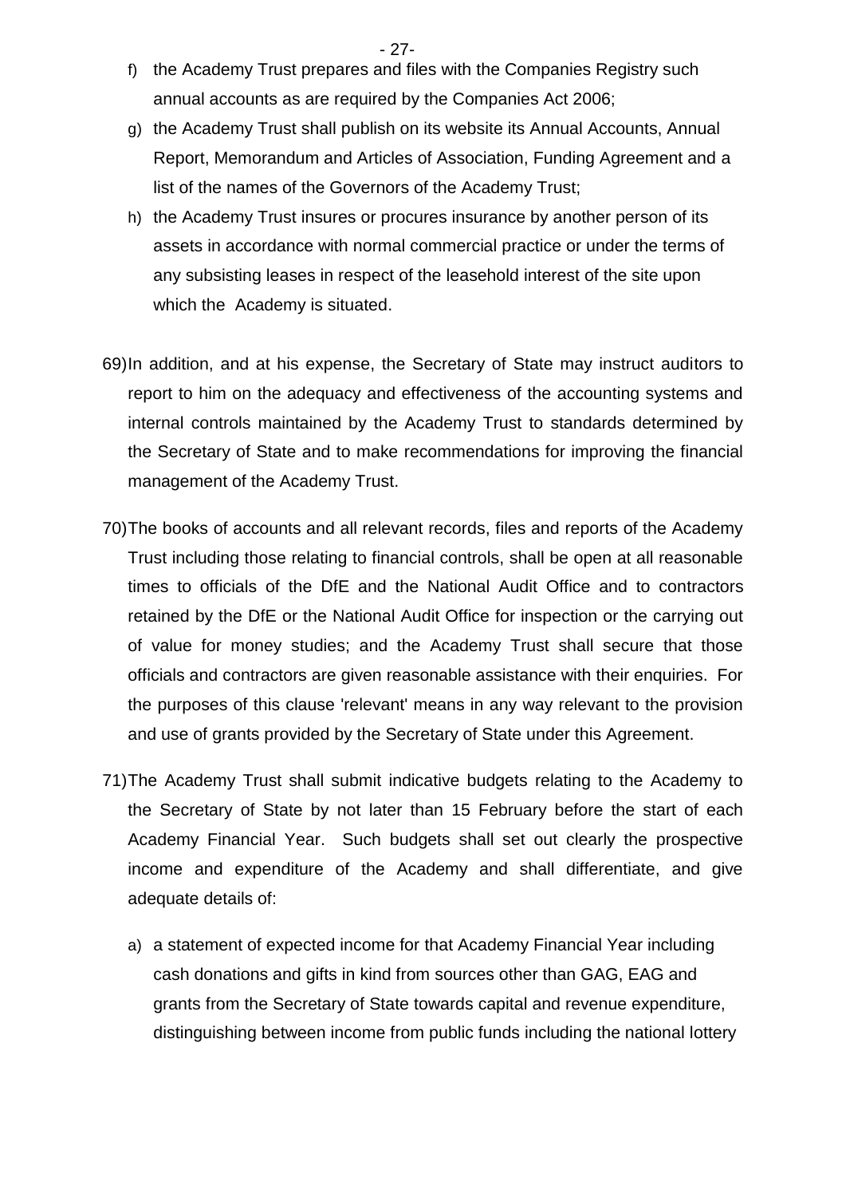f) the Academy Trust prepares and files with the Companies Registry such annual accounts as are required by the Companies Act 2006;

g) the Academy Trust shall publish on its website its Annual Accounts, Annual Report, Memorandum and Articles of Association, Funding Agreement and a list of the names of the Governors of the Academy Trust;

h) the Academy Trust insures or procures insurance by another person of its assets in accordance with normal commercial practice or under the terms of any subsisting leases in respect of the leasehold interest of the site upon which the Academy is situated.

69) In addition, and at his expense, the Secretary of State may instruct auditors to report to him on the adequacy and effectiveness of the accounting systems and internal controls maintained by the Academy Trust to standards determined by the Secretary of State and to make recommendations for improving the financial management of the Academy Trust.

70) The books of accounts and all relevant records, files and reports of the Academy Trust including those relating to financial controls, shall be open at all reasonable times to officials of the DfE and the National Audit Office and to contractors retained by the DfE or the National Audit Office for inspection or the carrying out of value for money studies; and the Academy Trust shall secure that those officials and contractors are given reasonable assistance with their enquiries. For the purposes of this clause 'relevant' means in any way relevant to the provision and use of grants provided by the Secretary of State under this Agreement.

71) The Academy Trust shall submit indicative budgets relating to the Academy to the Secretary of State by not later than 15 February before the start of each Academy Financial Year. Such budgets shall set out clearly the prospective income and expenditure of the Academy and shall differentiate, and give adequate details of:

a) a statement of expected income for that Academy Financial Year including cash donations and gifts in kind from sources other than GAG, EAG and grants from the Secretary of State towards capital and revenue expenditure, distinguishing between income from public funds including the national lottery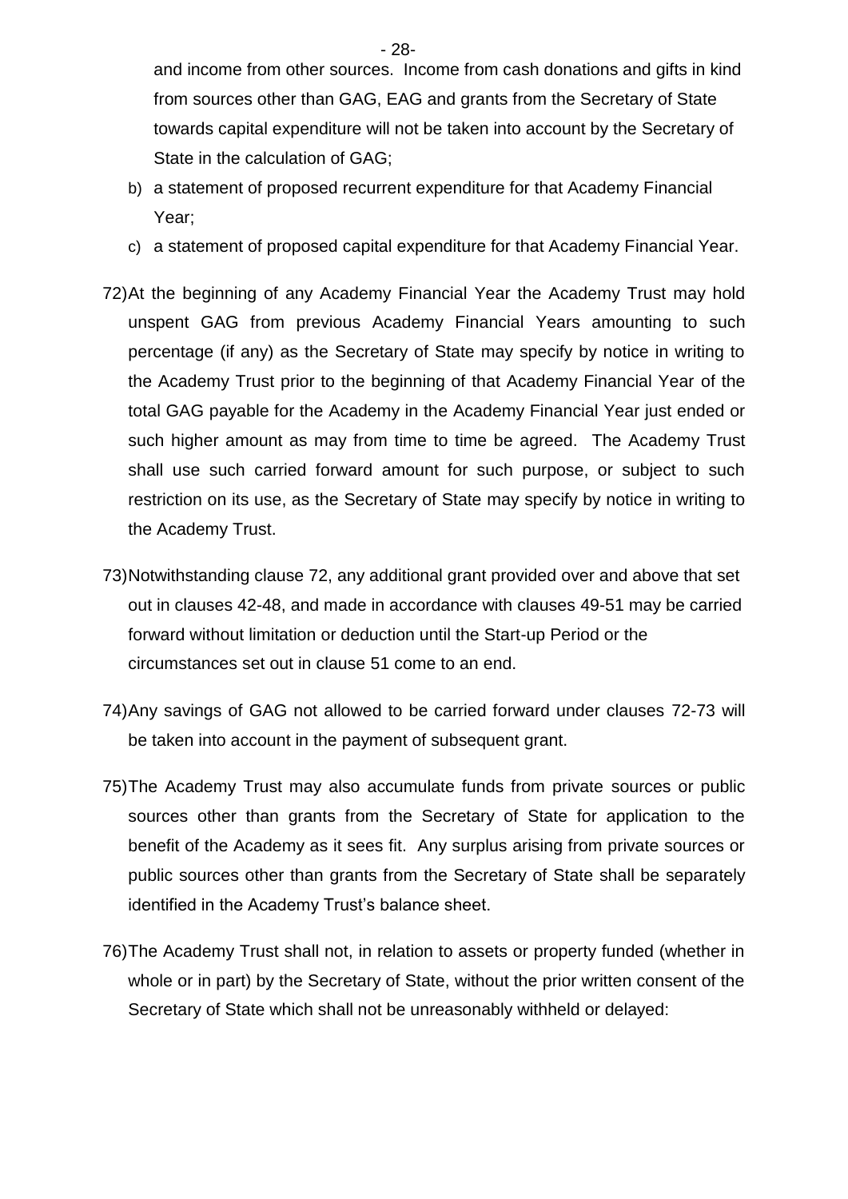and income from other sources. Income from cash donations and gifts in kind from sources other than GAG, EAG and grants from the Secretary of State towards capital expenditure will not be taken into account by the Secretary of State in the calculation of GAG;

b) a statement of proposed recurrent expenditure for that Academy Financial Year;

c) a statement of proposed capital expenditure for that Academy Financial Year.

72) At the beginning of any Academy Financial Year the Academy Trust may hold unspent GAG from previous Academy Financial Years amounting to such percentage (if any) as the Secretary of State may specify by notice in writing to the Academy Trust prior to the beginning of that Academy Financial Year of the total GAG payable for the Academy in the Academy Financial Year just ended or such higher amount as may from time to time be agreed. The Academy Trust shall use such carried forward amount for such purpose, or subject to such restriction on its use, as the Secretary of State may specify by notice in writing to the Academy Trust.

73) Notwithstanding clause 72, any additional grant provided over and above that set out in clauses 42-48, and made in accordance with clauses 49-51 may be carried forward without limitation or deduction until the Start-up Period or the circumstances set out in clause 51 come to an end.

74) Any savings of GAG not allowed to be carried forward under clauses 72-73 will be taken into account in the payment of subsequent grant.

75) The Academy Trust may also accumulate funds from private sources or public sources other than grants from the Secretary of State for application to the benefit of the Academy as it sees fit. Any surplus arising from private sources or public sources other than grants from the Secretary of State shall be separately identified in the Academy Trust's balance sheet.

76) The Academy Trust shall not, in relation to assets or property funded (whether in whole or in part) by the Secretary of State, without the prior written consent of the Secretary of State which shall not be unreasonably withheld or delayed: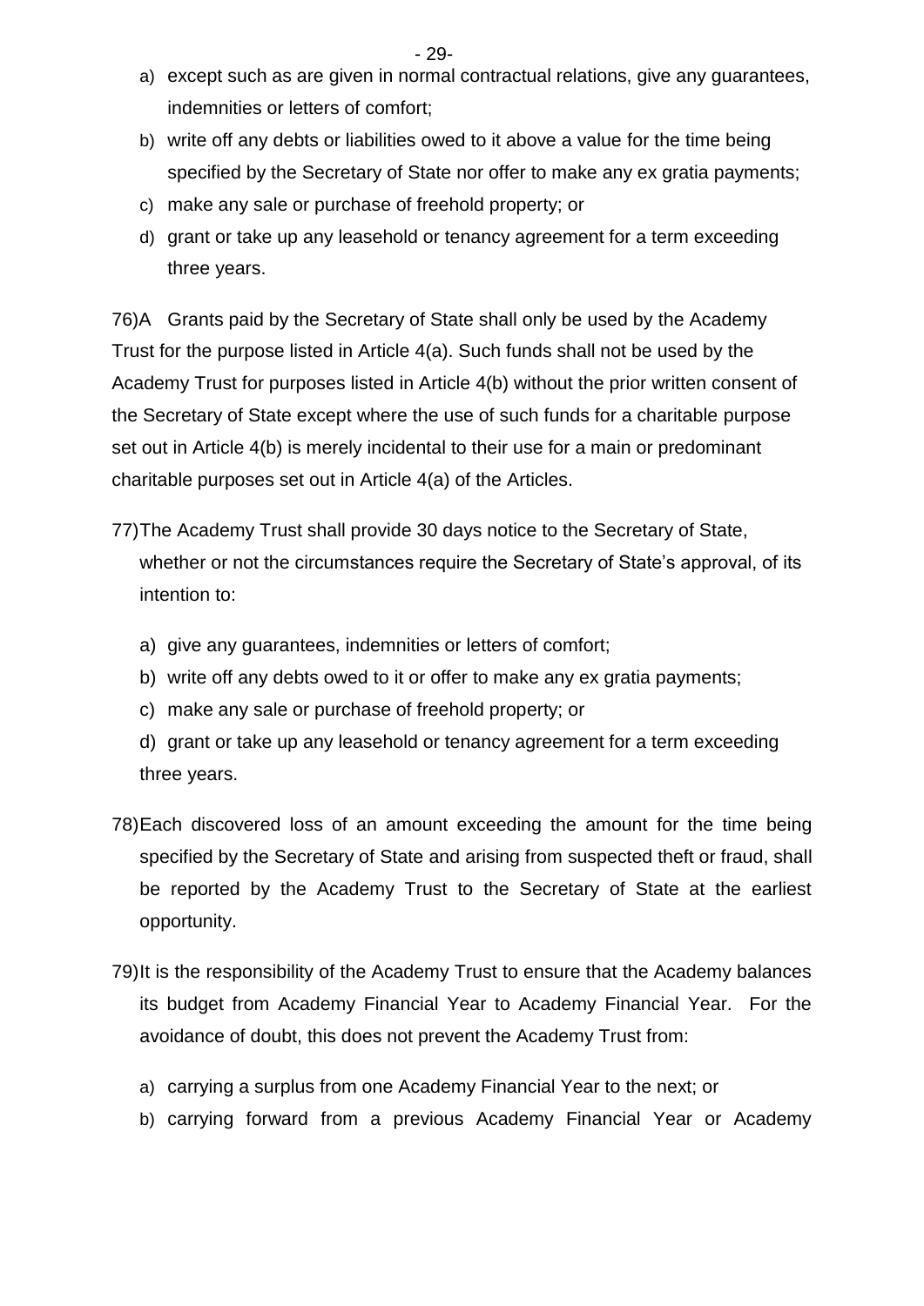a) except such as are given in normal contractual relations, give any guarantees, indemnities or letters of comfort;
b) write off any debts or liabilities owed to it above a value for the time being specified by the Secretary of State nor offer to make any ex gratia payments;
c) make any sale or purchase of freehold property; or
d) grant or take up any leasehold or tenancy agreement for a term exceeding three years.

76)A Grants paid by the Secretary of State shall only be used by the Academy Trust for the purpose listed in Article 4(a). Such funds shall not be used by the Academy Trust for purposes listed in Article 4(b) without the prior written consent of the Secretary of State except where the use of such funds for a charitable purpose set out in Article 4(b) is merely incidental to their use for a main or predominant charitable purposes set out in Article 4(a) of the Articles.

77) The Academy Trust shall provide 30 days notice to the Secretary of State, whether or not the circumstances require the Secretary of State's approval, of its intention to:

a) give any guarantees, indemnities or letters of comfort;
b) write off any debts owed to it or offer to make any ex gratia payments;
c) make any sale or purchase of freehold property; or
d) grant or take up any leasehold or tenancy agreement for a term exceeding three years.

78) Each discovered loss of an amount exceeding the amount for the time being specified by the Secretary of State and arising from suspected theft or fraud, shall be reported by the Academy Trust to the Secretary of State at the earliest opportunity.

79) It is the responsibility of the Academy Trust to ensure that the Academy balances its budget from Academy Financial Year to Academy Financial Year. For the avoidance of doubt, this does not prevent the Academy Trust from:

a) carrying a surplus from one Academy Financial Year to the next; or
b) carrying forward from a previous Academy Financial Year or Academy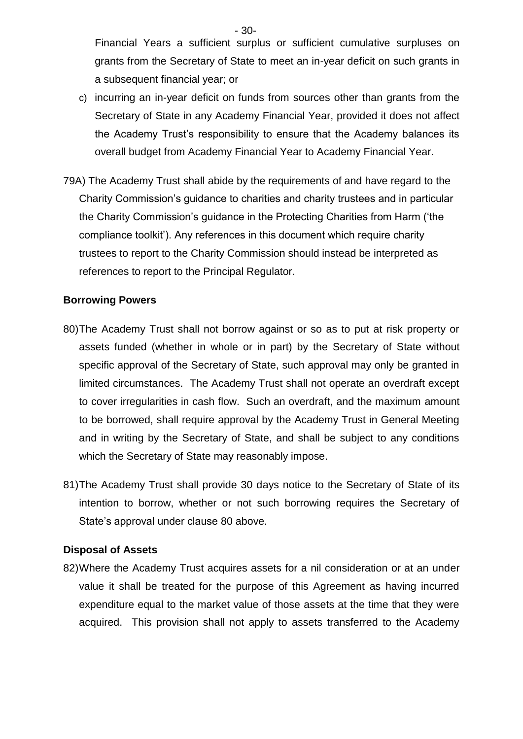Financial Years a sufficient surplus or sufficient cumulative surpluses on grants from the Secretary of State to meet an in-year deficit on such grants in a subsequent financial year; or

c) incurring an in-year deficit on funds from sources other than grants from the Secretary of State in any Academy Financial Year, provided it does not affect the Academy Trust's responsibility to ensure that the Academy balances its overall budget from Academy Financial Year to Academy Financial Year.

79A) The Academy Trust shall abide by the requirements of and have regard to the Charity Commission's guidance to charities and charity trustees and in particular the Charity Commission's guidance in the Protecting Charities from Harm ('the compliance toolkit'). Any references in this document which require charity trustees to report to the Charity Commission should instead be interpreted as references to report to the Principal Regulator.

**Borrowing Powers**

80) The Academy Trust shall not borrow against or so as to put at risk property or assets funded (whether in whole or in part) by the Secretary of State without specific approval of the Secretary of State, such approval may only be granted in limited circumstances. The Academy Trust shall not operate an overdraft except to cover irregularities in cash flow. Such an overdraft, and the maximum amount to be borrowed, shall require approval by the Academy Trust in General Meeting and in writing by the Secretary of State, and shall be subject to any conditions which the Secretary of State may reasonably impose.

81) The Academy Trust shall provide 30 days notice to the Secretary of State of its intention to borrow, whether or not such borrowing requires the Secretary of State's approval under clause 80 above.

**Disposal of Assets**

82) Where the Academy Trust acquires assets for a nil consideration or at an under value it shall be treated for the purpose of this Agreement as having incurred expenditure equal to the market value of those assets at the time that they were acquired. This provision shall not apply to assets transferred to the Academy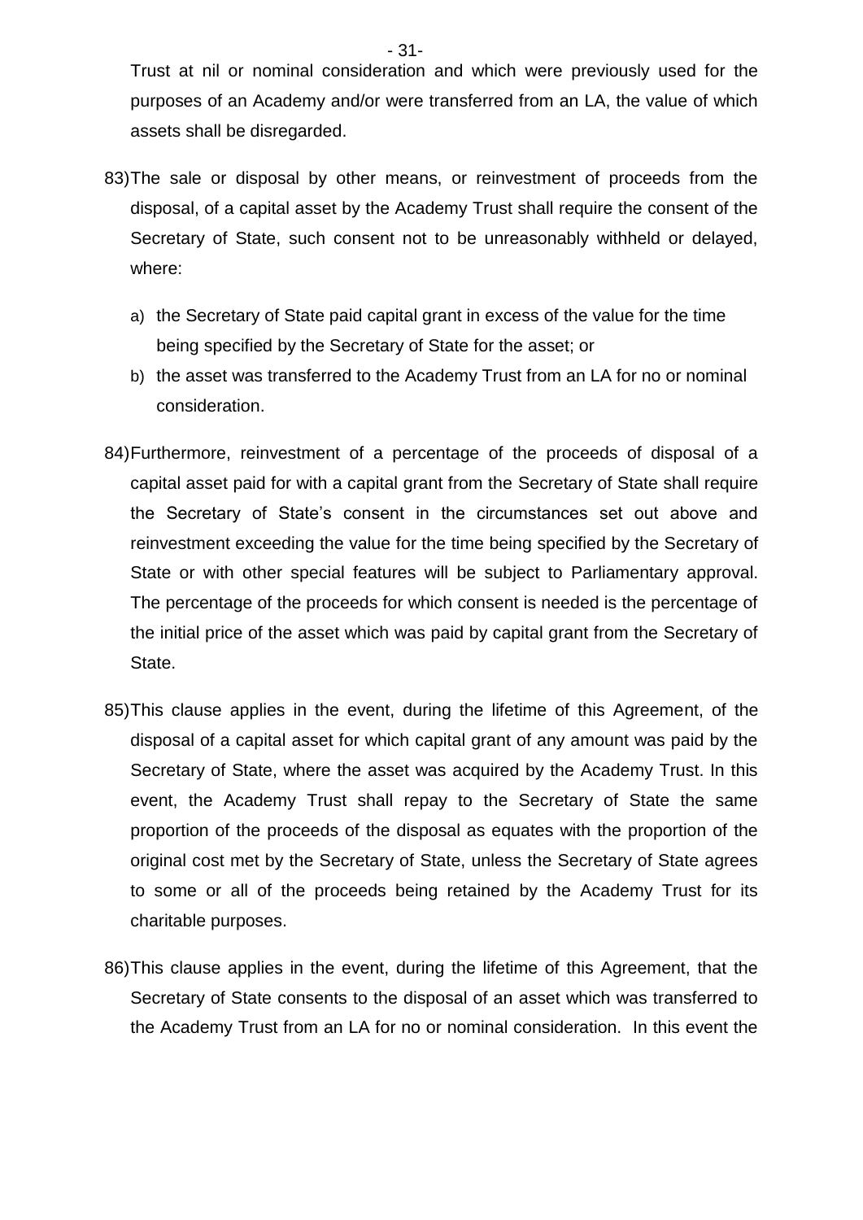Trust at nil or nominal consideration and which were previously used for the purposes of an Academy and/or were transferred from an LA, the value of which assets shall be disregarded.

83) The sale or disposal by other means, or reinvestment of proceeds from the disposal, of a capital asset by the Academy Trust shall require the consent of the Secretary of State, such consent not to be unreasonably withheld or delayed, where:

    a) the Secretary of State paid capital grant in excess of the value for the time being specified by the Secretary of State for the asset; or
    b) the asset was transferred to the Academy Trust from an LA for no or nominal consideration.

84) Furthermore, reinvestment of a percentage of the proceeds of disposal of a capital asset paid for with a capital grant from the Secretary of State shall require the Secretary of State's consent in the circumstances set out above and reinvestment exceeding the value for the time being specified by the Secretary of State or with other special features will be subject to Parliamentary approval. The percentage of the proceeds for which consent is needed is the percentage of the initial price of the asset which was paid by capital grant from the Secretary of State.

85) This clause applies in the event, during the lifetime of this Agreement, of the disposal of a capital asset for which capital grant of any amount was paid by the Secretary of State, where the asset was acquired by the Academy Trust. In this event, the Academy Trust shall repay to the Secretary of State the same proportion of the proceeds of the disposal as equates with the proportion of the original cost met by the Secretary of State, unless the Secretary of State agrees to some or all of the proceeds being retained by the Academy Trust for its charitable purposes.

86) This clause applies in the event, during the lifetime of this Agreement, that the Secretary of State consents to the disposal of an asset which was transferred to the Academy Trust from an LA for no or nominal consideration. In this event the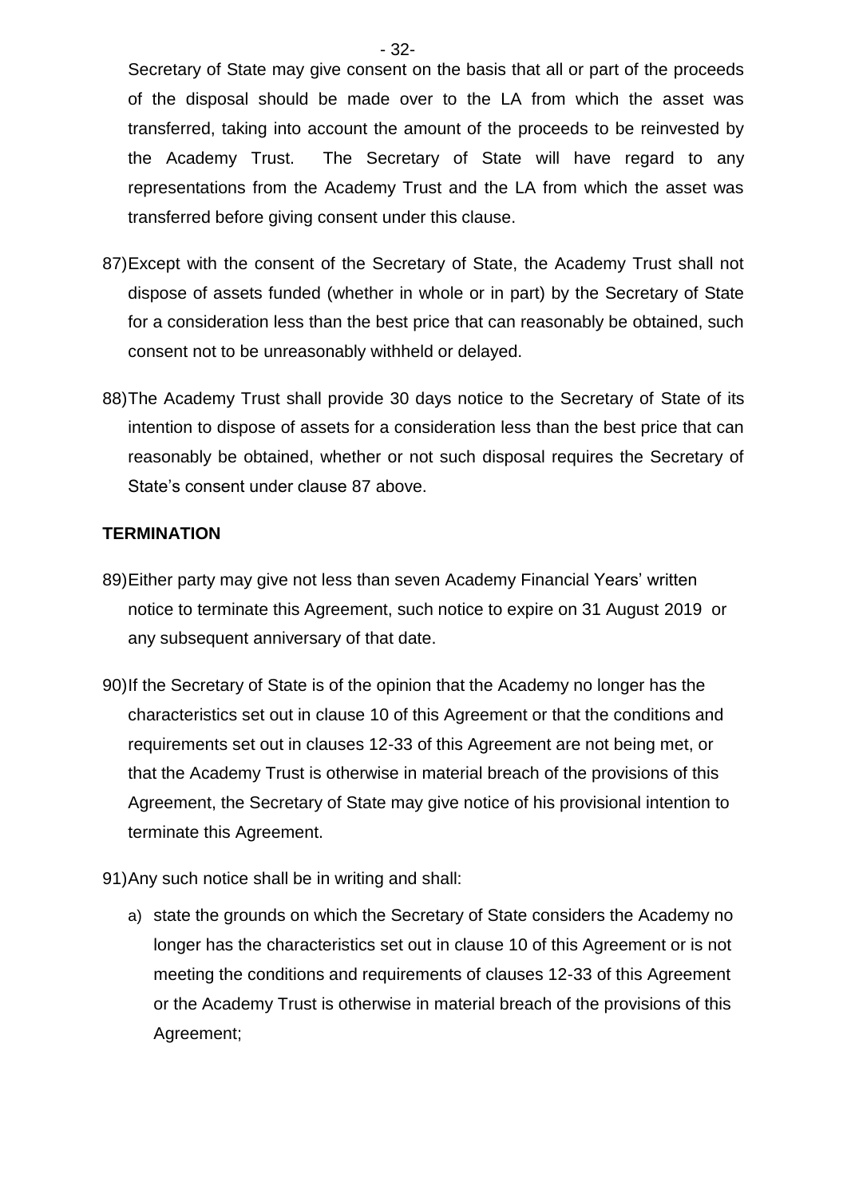Secretary of State may give consent on the basis that all or part of the proceeds of the disposal should be made over to the LA from which the asset was transferred, taking into account the amount of the proceeds to be reinvested by the Academy Trust. The Secretary of State will have regard to any representations from the Academy Trust and the LA from which the asset was transferred before giving consent under this clause.

87) Except with the consent of the Secretary of State, the Academy Trust shall not dispose of assets funded (whether in whole or in part) by the Secretary of State for a consideration less than the best price that can reasonably be obtained, such consent not to be unreasonably withheld or delayed.

88) The Academy Trust shall provide 30 days notice to the Secretary of State of its intention to dispose of assets for a consideration less than the best price that can reasonably be obtained, whether or not such disposal requires the Secretary of State's consent under clause 87 above.

**TERMINATION**

89) Either party may give not less than seven Academy Financial Years' written notice to terminate this Agreement, such notice to expire on 31 August 2019 or any subsequent anniversary of that date.

90) If the Secretary of State is of the opinion that the Academy no longer has the characteristics set out in clause 10 of this Agreement or that the conditions and requirements set out in clauses 12-33 of this Agreement are not being met, or that the Academy Trust is otherwise in material breach of the provisions of this Agreement, the Secretary of State may give notice of his provisional intention to terminate this Agreement.

91) Any such notice shall be in writing and shall:

a) state the grounds on which the Secretary of State considers the Academy no longer has the characteristics set out in clause 10 of this Agreement or is not meeting the conditions and requirements of clauses 12-33 of this Agreement or the Academy Trust is otherwise in material breach of the provisions of this Agreement;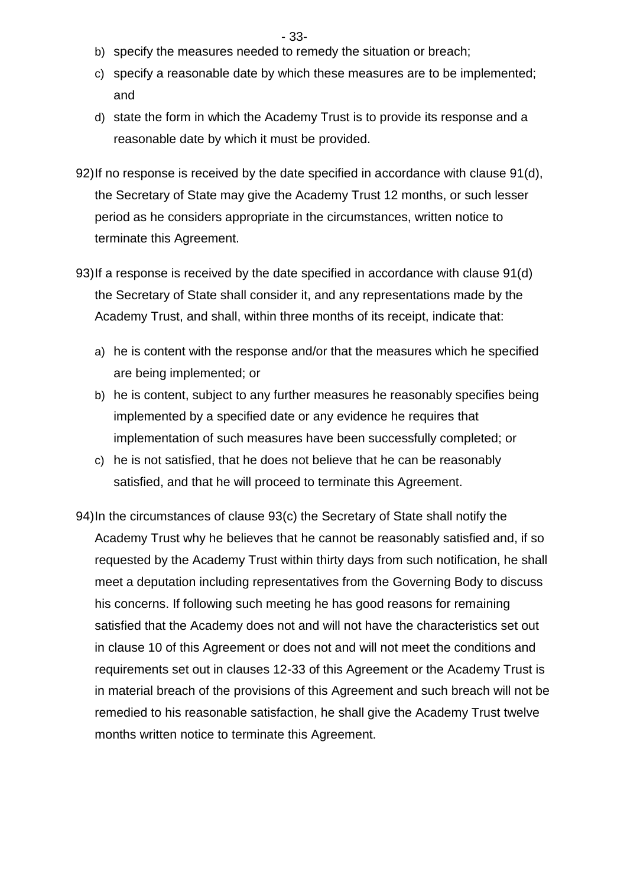b) specify the measures needed to remedy the situation or breach;
c) specify a reasonable date by which these measures are to be implemented; and
d) state the form in which the Academy Trust is to provide its response and a reasonable date by which it must be provided.

92) If no response is received by the date specified in accordance with clause 91(d), the Secretary of State may give the Academy Trust 12 months, or such lesser period as he considers appropriate in the circumstances, written notice to terminate this Agreement.

93) If a response is received by the date specified in accordance with clause 91(d) the Secretary of State shall consider it, and any representations made by the Academy Trust, and shall, within three months of its receipt, indicate that:

a) he is content with the response and/or that the measures which he specified are being implemented; or
b) he is content, subject to any further measures he reasonably specifies being implemented by a specified date or any evidence he requires that implementation of such measures have been successfully completed; or
c) he is not satisfied, that he does not believe that he can be reasonably satisfied, and that he will proceed to terminate this Agreement.

94) In the circumstances of clause 93(c) the Secretary of State shall notify the Academy Trust why he believes that he cannot be reasonably satisfied and, if so requested by the Academy Trust within thirty days from such notification, he shall meet a deputation including representatives from the Governing Body to discuss his concerns. If following such meeting he has good reasons for remaining satisfied that the Academy does not and will not have the characteristics set out in clause 10 of this Agreement or does not and will not meet the conditions and requirements set out in clauses 12-33 of this Agreement or the Academy Trust is in material breach of the provisions of this Agreement and such breach will not be remedied to his reasonable satisfaction, he shall give the Academy Trust twelve months written notice to terminate this Agreement.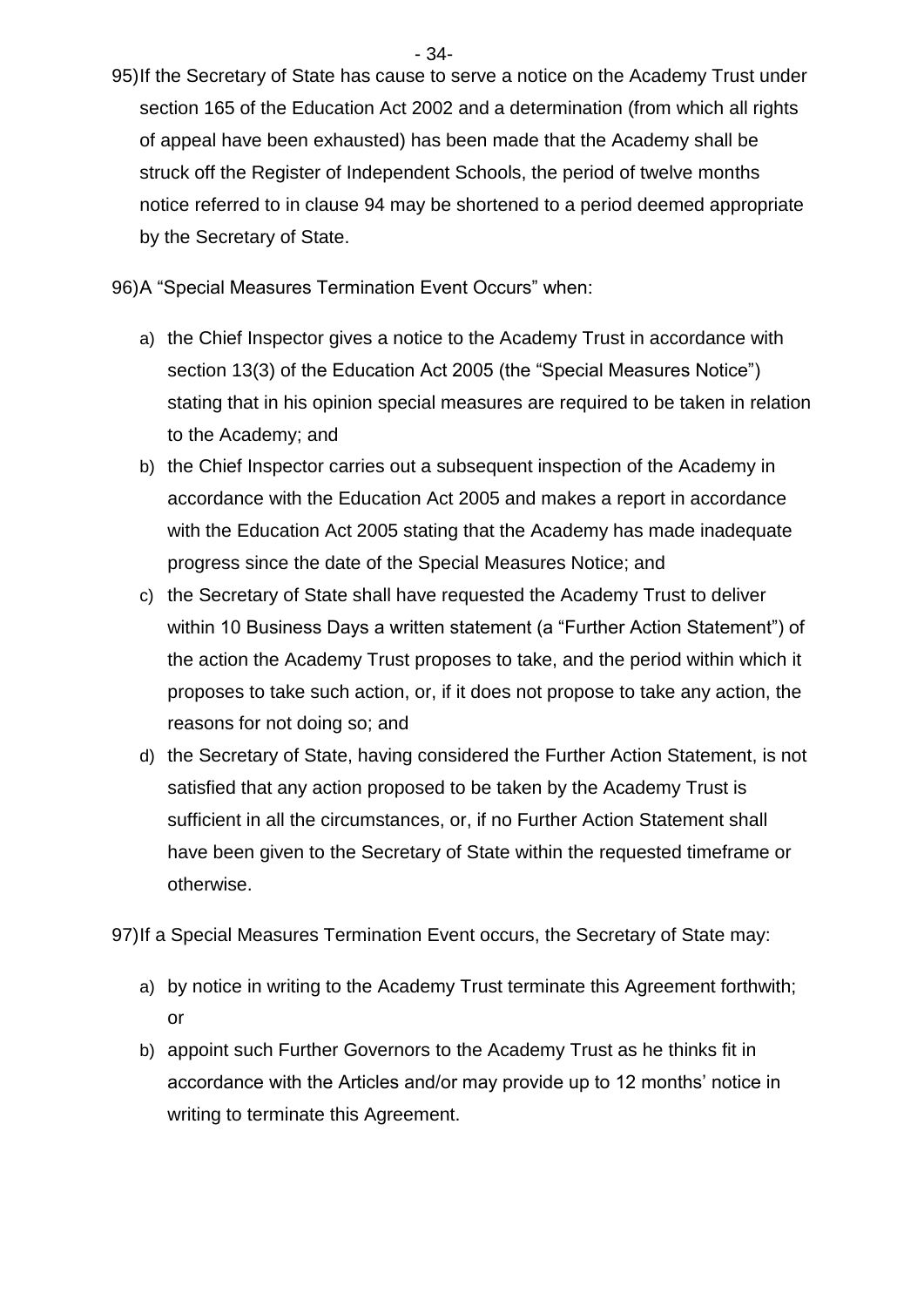95) If the Secretary of State has cause to serve a notice on the Academy Trust under section 165 of the Education Act 2002 and a determination (from which all rights of appeal have been exhausted) has been made that the Academy shall be struck off the Register of Independent Schools, the period of twelve months notice referred to in clause 94 may be shortened to a period deemed appropriate by the Secretary of State.

96) A "Special Measures Termination Event Occurs" when:

a) the Chief Inspector gives a notice to the Academy Trust in accordance with section 13(3) of the Education Act 2005 (the "Special Measures Notice") stating that in his opinion special measures are required to be taken in relation to the Academy; and

b) the Chief Inspector carries out a subsequent inspection of the Academy in accordance with the Education Act 2005 and makes a report in accordance with the Education Act 2005 stating that the Academy has made inadequate progress since the date of the Special Measures Notice; and

c) the Secretary of State shall have requested the Academy Trust to deliver within 10 Business Days a written statement (a "Further Action Statement") of the action the Academy Trust proposes to take, and the period within which it proposes to take such action, or, if it does not propose to take any action, the reasons for not doing so; and

d) the Secretary of State, having considered the Further Action Statement, is not satisfied that any action proposed to be taken by the Academy Trust is sufficient in all the circumstances, or, if no Further Action Statement shall have been given to the Secretary of State within the requested timeframe or otherwise.

97) If a Special Measures Termination Event occurs, the Secretary of State may:

a) by notice in writing to the Academy Trust terminate this Agreement forthwith; or

b) appoint such Further Governors to the Academy Trust as he thinks fit in accordance with the Articles and/or may provide up to 12 months' notice in writing to terminate this Agreement.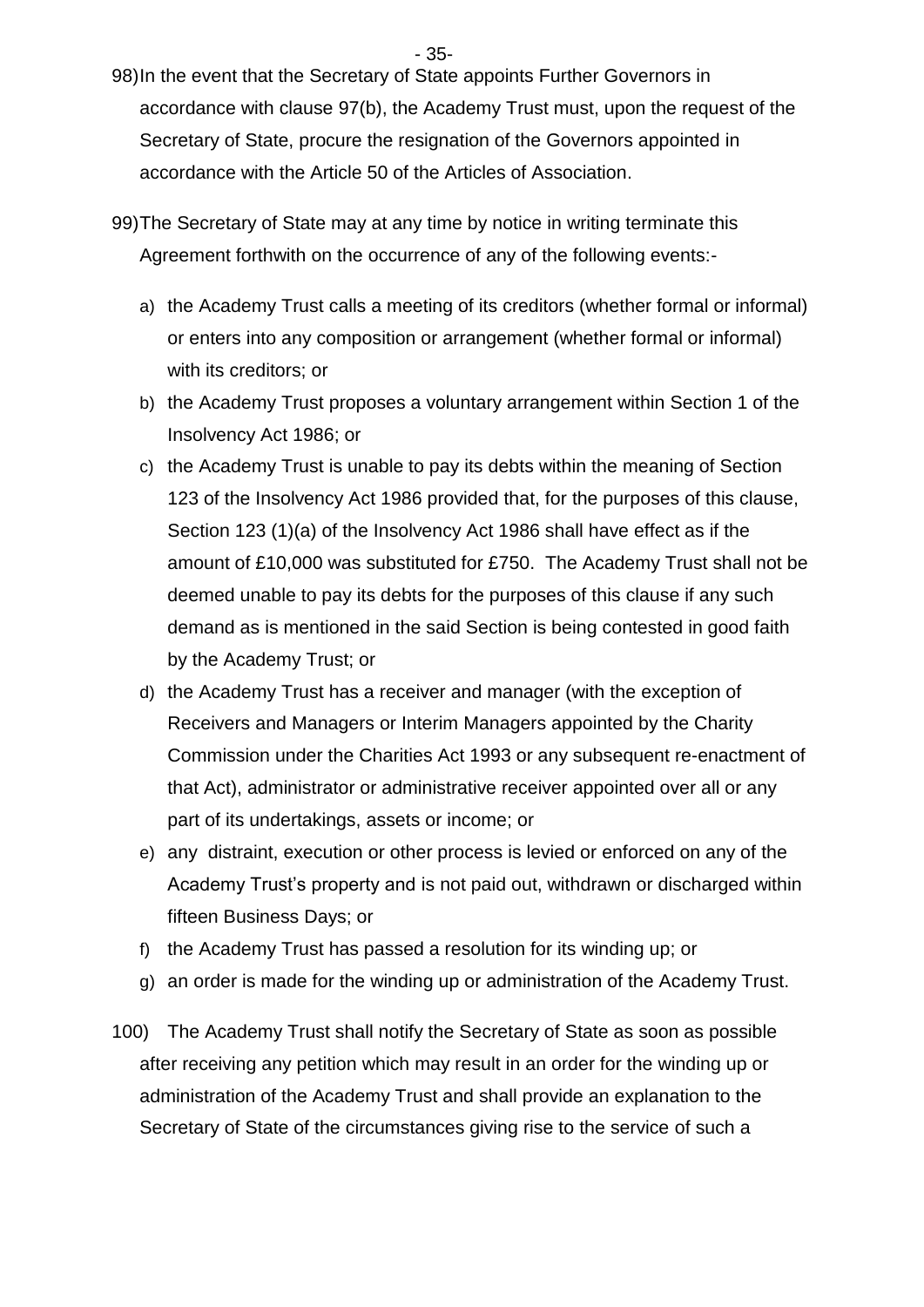98) In the event that the Secretary of State appoints Further Governors in accordance with clause 97(b), the Academy Trust must, upon the request of the Secretary of State, procure the resignation of the Governors appointed in accordance with the Article 50 of the Articles of Association.

99) The Secretary of State may at any time by notice in writing terminate this Agreement forthwith on the occurrence of any of the following events:-

   a) the Academy Trust calls a meeting of its creditors (whether formal or informal) or enters into any composition or arrangement (whether formal or informal) with its creditors; or
   b) the Academy Trust proposes a voluntary arrangement within Section 1 of the Insolvency Act 1986; or
   c) the Academy Trust is unable to pay its debts within the meaning of Section 123 of the Insolvency Act 1986 provided that, for the purposes of this clause, Section 123 (1)(a) of the Insolvency Act 1986 shall have effect as if the amount of £10,000 was substituted for £750. The Academy Trust shall not be deemed unable to pay its debts for the purposes of this clause if any such demand as is mentioned in the said Section is being contested in good faith by the Academy Trust; or
   d) the Academy Trust has a receiver and manager (with the exception of Receivers and Managers or Interim Managers appointed by the Charity Commission under the Charities Act 1993 or any subsequent re-enactment of that Act), administrator or administrative receiver appointed over all or any part of its undertakings, assets or income; or
   e) any distraint, execution or other process is levied or enforced on any of the Academy Trust's property and is not paid out, withdrawn or discharged within fifteen Business Days; or
   f) the Academy Trust has passed a resolution for its winding up; or
   g) an order is made for the winding up or administration of the Academy Trust.

100) The Academy Trust shall notify the Secretary of State as soon as possible after receiving any petition which may result in an order for the winding up or administration of the Academy Trust and shall provide an explanation to the Secretary of State of the circumstances giving rise to the service of such a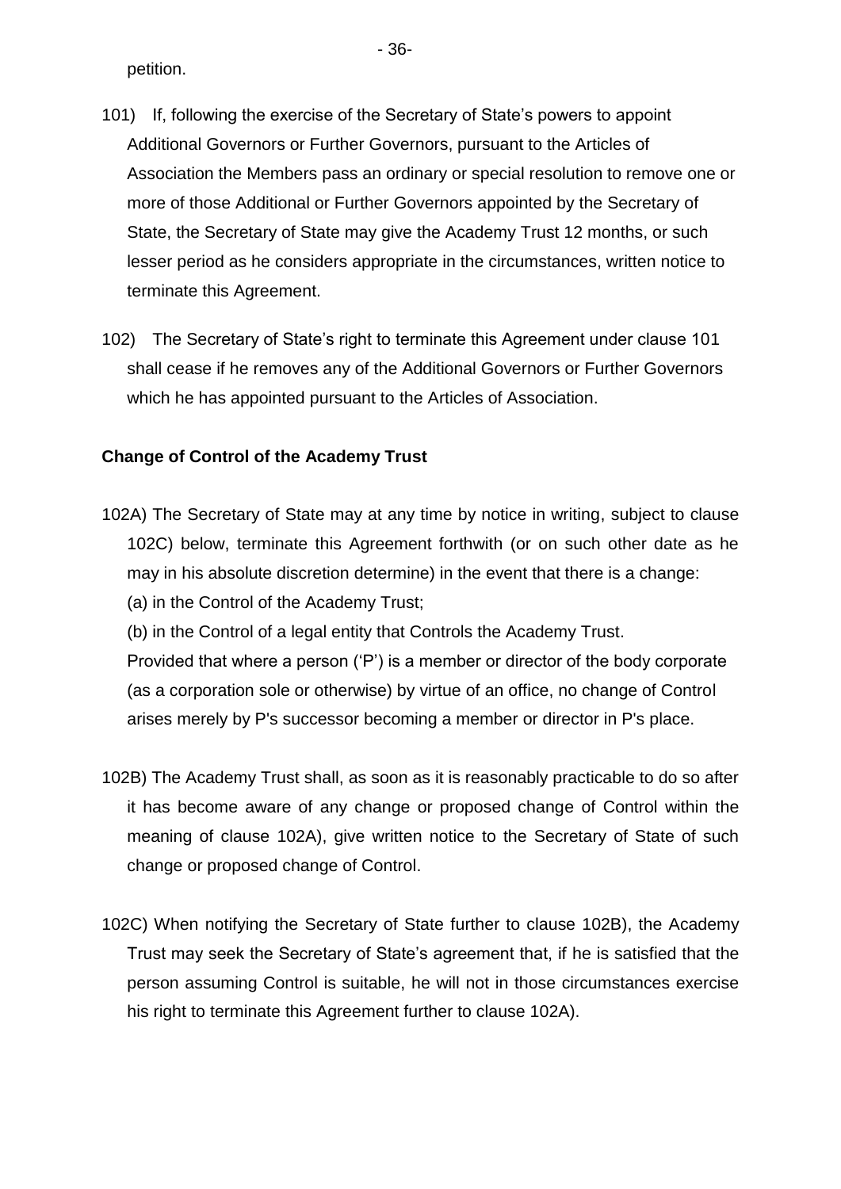petition.

101) If, following the exercise of the Secretary of State's powers to appoint Additional Governors or Further Governors, pursuant to the Articles of Association the Members pass an ordinary or special resolution to remove one or more of those Additional or Further Governors appointed by the Secretary of State, the Secretary of State may give the Academy Trust 12 months, or such lesser period as he considers appropriate in the circumstances, written notice to terminate this Agreement.

102) The Secretary of State's right to terminate this Agreement under clause 101 shall cease if he removes any of the Additional Governors or Further Governors which he has appointed pursuant to the Articles of Association.

**Change of Control of the Academy Trust**

102A) The Secretary of State may at any time by notice in writing, subject to clause 102C) below, terminate this Agreement forthwith (or on such other date as he may in his absolute discretion determine) in the event that there is a change:

(a) in the Control of the Academy Trust;

(b) in the Control of a legal entity that Controls the Academy Trust.

Provided that where a person ('P') is a member or director of the body corporate (as a corporation sole or otherwise) by virtue of an office, no change of Control arises merely by P's successor becoming a member or director in P's place.

102B) The Academy Trust shall, as soon as it is reasonably practicable to do so after it has become aware of any change or proposed change of Control within the meaning of clause 102A), give written notice to the Secretary of State of such change or proposed change of Control.

102C) When notifying the Secretary of State further to clause 102B), the Academy Trust may seek the Secretary of State's agreement that, if he is satisfied that the person assuming Control is suitable, he will not in those circumstances exercise his right to terminate this Agreement further to clause 102A).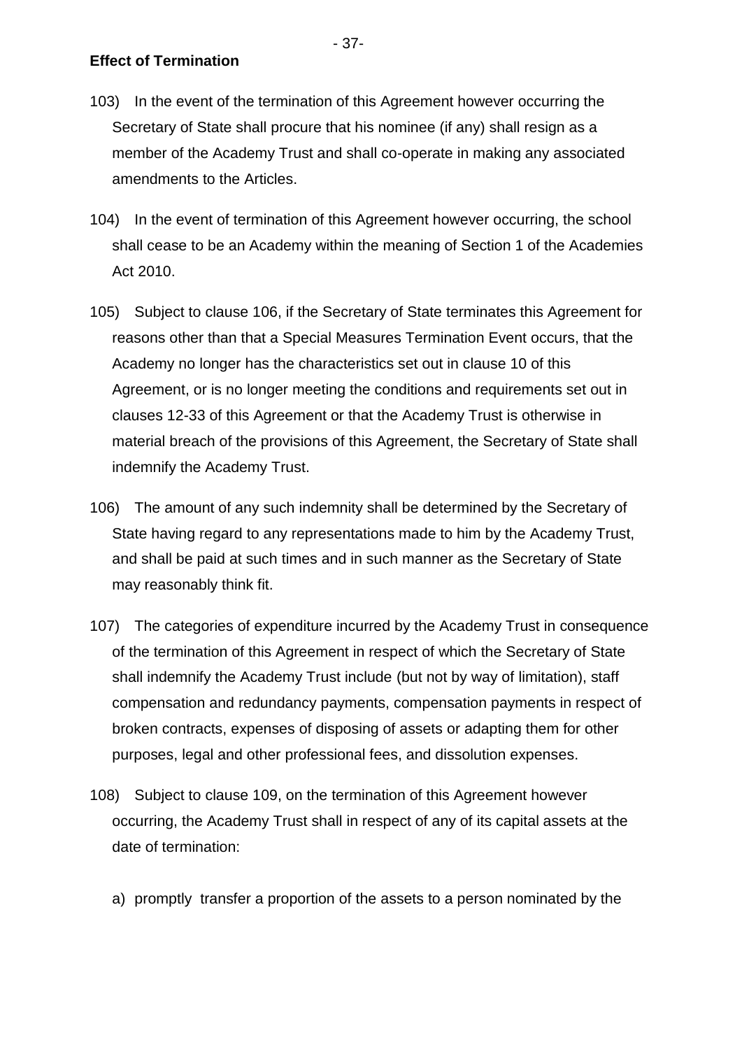**Effect of Termination**

103) In the event of the termination of this Agreement however occurring the Secretary of State shall procure that his nominee (if any) shall resign as a member of the Academy Trust and shall co-operate in making any associated amendments to the Articles.

104) In the event of termination of this Agreement however occurring, the school shall cease to be an Academy within the meaning of Section 1 of the Academies Act 2010.

105) Subject to clause 106, if the Secretary of State terminates this Agreement for reasons other than that a Special Measures Termination Event occurs, that the Academy no longer has the characteristics set out in clause 10 of this Agreement, or is no longer meeting the conditions and requirements set out in clauses 12-33 of this Agreement or that the Academy Trust is otherwise in material breach of the provisions of this Agreement, the Secretary of State shall indemnify the Academy Trust.

106) The amount of any such indemnity shall be determined by the Secretary of State having regard to any representations made to him by the Academy Trust, and shall be paid at such times and in such manner as the Secretary of State may reasonably think fit.

107) The categories of expenditure incurred by the Academy Trust in consequence of the termination of this Agreement in respect of which the Secretary of State shall indemnify the Academy Trust include (but not by way of limitation), staff compensation and redundancy payments, compensation payments in respect of broken contracts, expenses of disposing of assets or adapting them for other purposes, legal and other professional fees, and dissolution expenses.

108) Subject to clause 109, on the termination of this Agreement however occurring, the Academy Trust shall in respect of any of its capital assets at the date of termination:

a) promptly transfer a proportion of the assets to a person nominated by the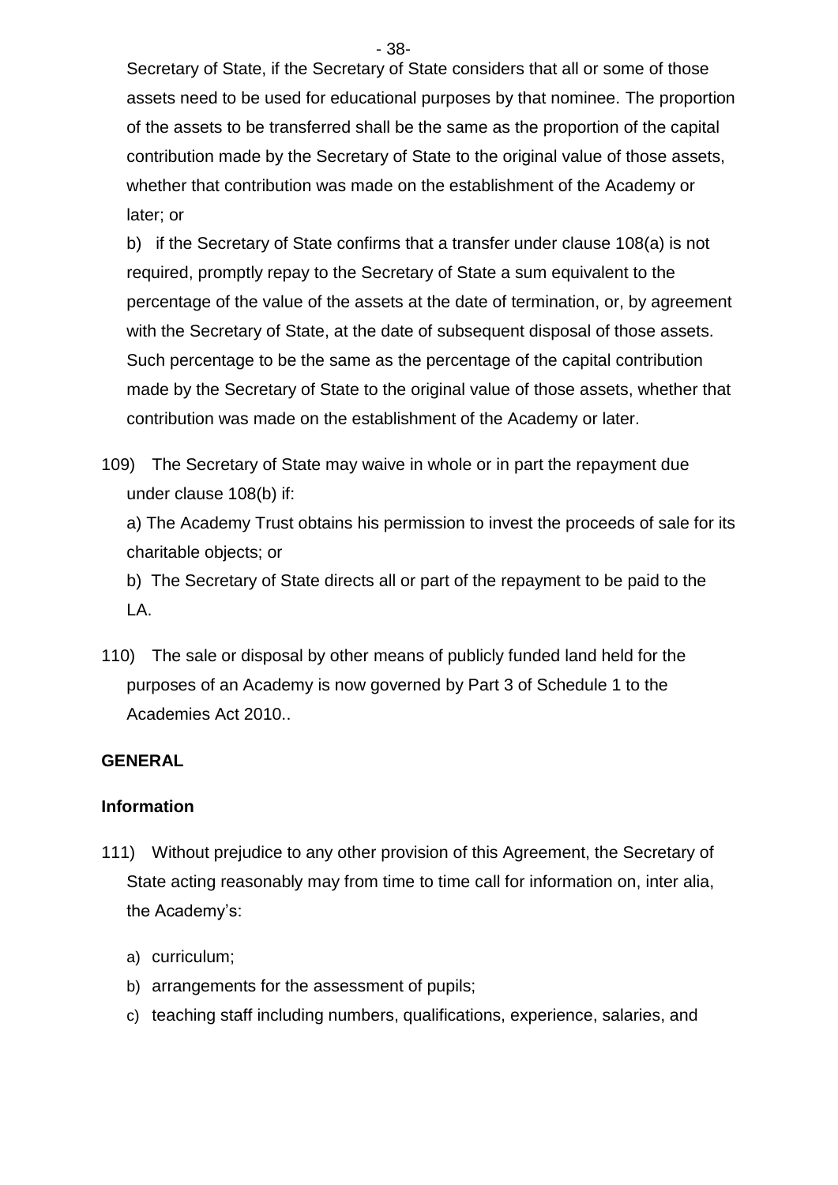Secretary of State, if the Secretary of State considers that all or some of those assets need to be used for educational purposes by that nominee. The proportion of the assets to be transferred shall be the same as the proportion of the capital contribution made by the Secretary of State to the original value of those assets, whether that contribution was made on the establishment of the Academy or later; or

b) if the Secretary of State confirms that a transfer under clause 108(a) is not required, promptly repay to the Secretary of State a sum equivalent to the percentage of the value of the assets at the date of termination, or, by agreement with the Secretary of State, at the date of subsequent disposal of those assets. Such percentage to be the same as the percentage of the capital contribution made by the Secretary of State to the original value of those assets, whether that contribution was made on the establishment of the Academy or later.

109) The Secretary of State may waive in whole or in part the repayment due under clause 108(b) if:

a) The Academy Trust obtains his permission to invest the proceeds of sale for its charitable objects; or

b) The Secretary of State directs all or part of the repayment to be paid to the LA.

110) The sale or disposal by other means of publicly funded land held for the purposes of an Academy is now governed by Part 3 of Schedule 1 to the Academies Act 2010..

**GENERAL**

**Information**

111) Without prejudice to any other provision of this Agreement, the Secretary of State acting reasonably may from time to time call for information on, inter alia, the Academy's:

a) curriculum;
b) arrangements for the assessment of pupils;
c) teaching staff including numbers, qualifications, experience, salaries, and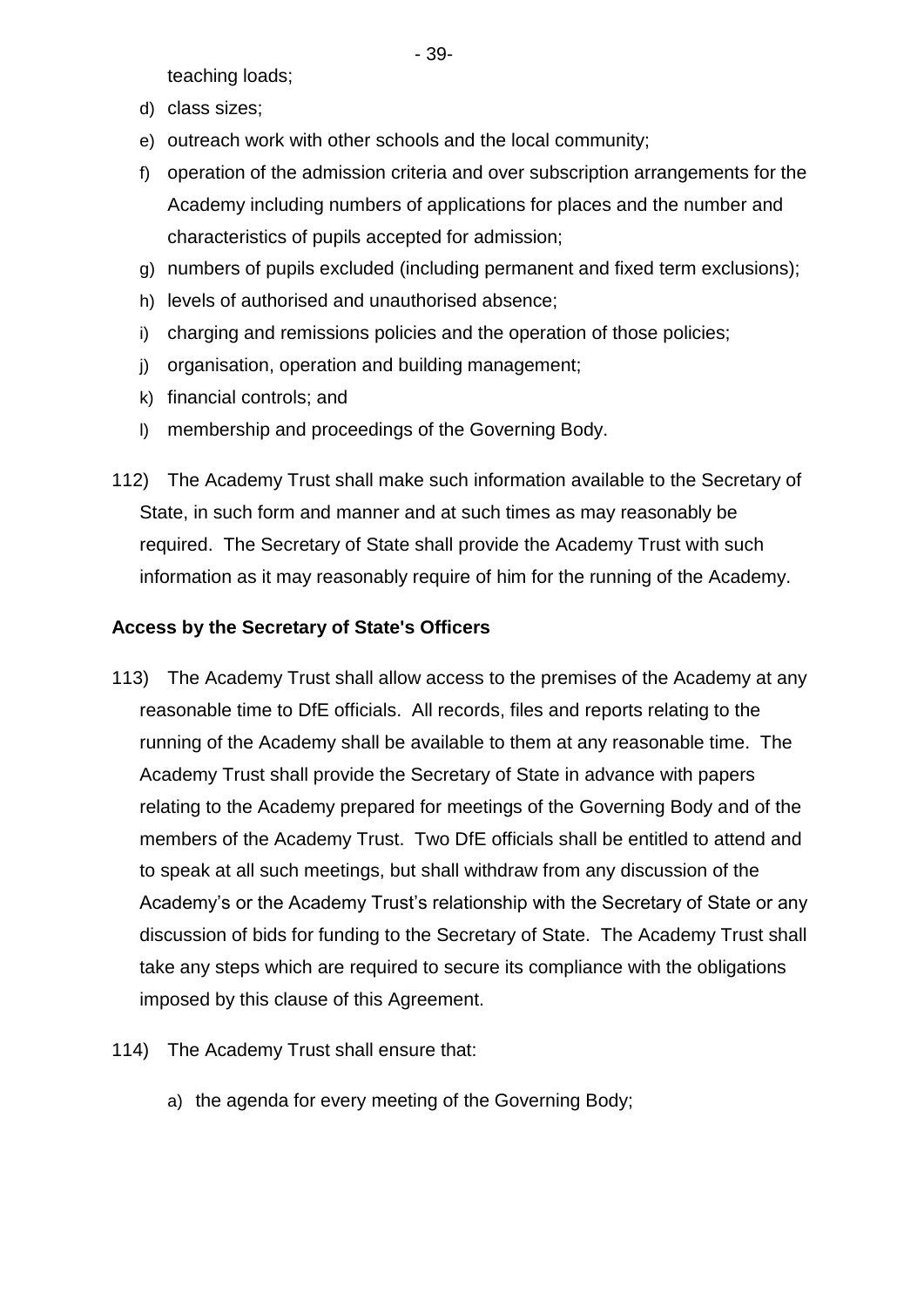teaching loads;

d) class sizes;
e) outreach work with other schools and the local community;
f) operation of the admission criteria and over subscription arrangements for the Academy including numbers of applications for places and the number and characteristics of pupils accepted for admission;
g) numbers of pupils excluded (including permanent and fixed term exclusions);
h) levels of authorised and unauthorised absence;
i) charging and remissions policies and the operation of those policies;
j) organisation, operation and building management;
k) financial controls; and
l) membership and proceedings of the Governing Body.

112) The Academy Trust shall make such information available to the Secretary of State, in such form and manner and at such times as may reasonably be required. The Secretary of State shall provide the Academy Trust with such information as it may reasonably require of him for the running of the Academy.

**Access by the Secretary of State's Officers**

113) The Academy Trust shall allow access to the premises of the Academy at any reasonable time to DfE officials. All records, files and reports relating to the running of the Academy shall be available to them at any reasonable time. The Academy Trust shall provide the Secretary of State in advance with papers relating to the Academy prepared for meetings of the Governing Body and of the members of the Academy Trust. Two DfE officials shall be entitled to attend and to speak at all such meetings, but shall withdraw from any discussion of the Academy's or the Academy Trust's relationship with the Secretary of State or any discussion of bids for funding to the Secretary of State. The Academy Trust shall take any steps which are required to secure its compliance with the obligations imposed by this clause of this Agreement.

114) The Academy Trust shall ensure that:

a) the agenda for every meeting of the Governing Body;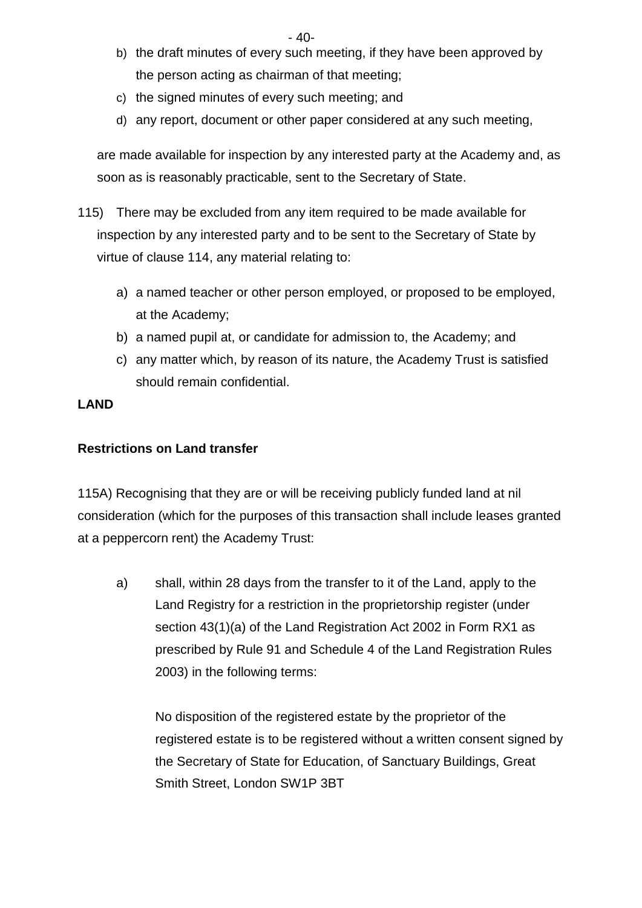b) the draft minutes of every such meeting, if they have been approved by the person acting as chairman of that meeting;
c) the signed minutes of every such meeting; and
d) any report, document or other paper considered at any such meeting,

are made available for inspection by any interested party at the Academy and, as soon as is reasonably practicable, sent to the Secretary of State.

115) There may be excluded from any item required to be made available for inspection by any interested party and to be sent to the Secretary of State by virtue of clause 114, any material relating to:

a) a named teacher or other person employed, or proposed to be employed, at the Academy;
b) a named pupil at, or candidate for admission to, the Academy; and
c) any matter which, by reason of its nature, the Academy Trust is satisfied should remain confidential.

**LAND**

**Restrictions on Land transfer**

115A) Recognising that they are or will be receiving publicly funded land at nil consideration (which for the purposes of this transaction shall include leases granted at a peppercorn rent) the Academy Trust:

a) shall, within 28 days from the transfer to it of the Land, apply to the Land Registry for a restriction in the proprietorship register (under section 43(1)(a) of the Land Registration Act 2002 in Form RX1 as prescribed by Rule 91 and Schedule 4 of the Land Registration Rules 2003) in the following terms:

   No disposition of the registered estate by the proprietor of the registered estate is to be registered without a written consent signed by the Secretary of State for Education, of Sanctuary Buildings, Great Smith Street, London SW1P 3BT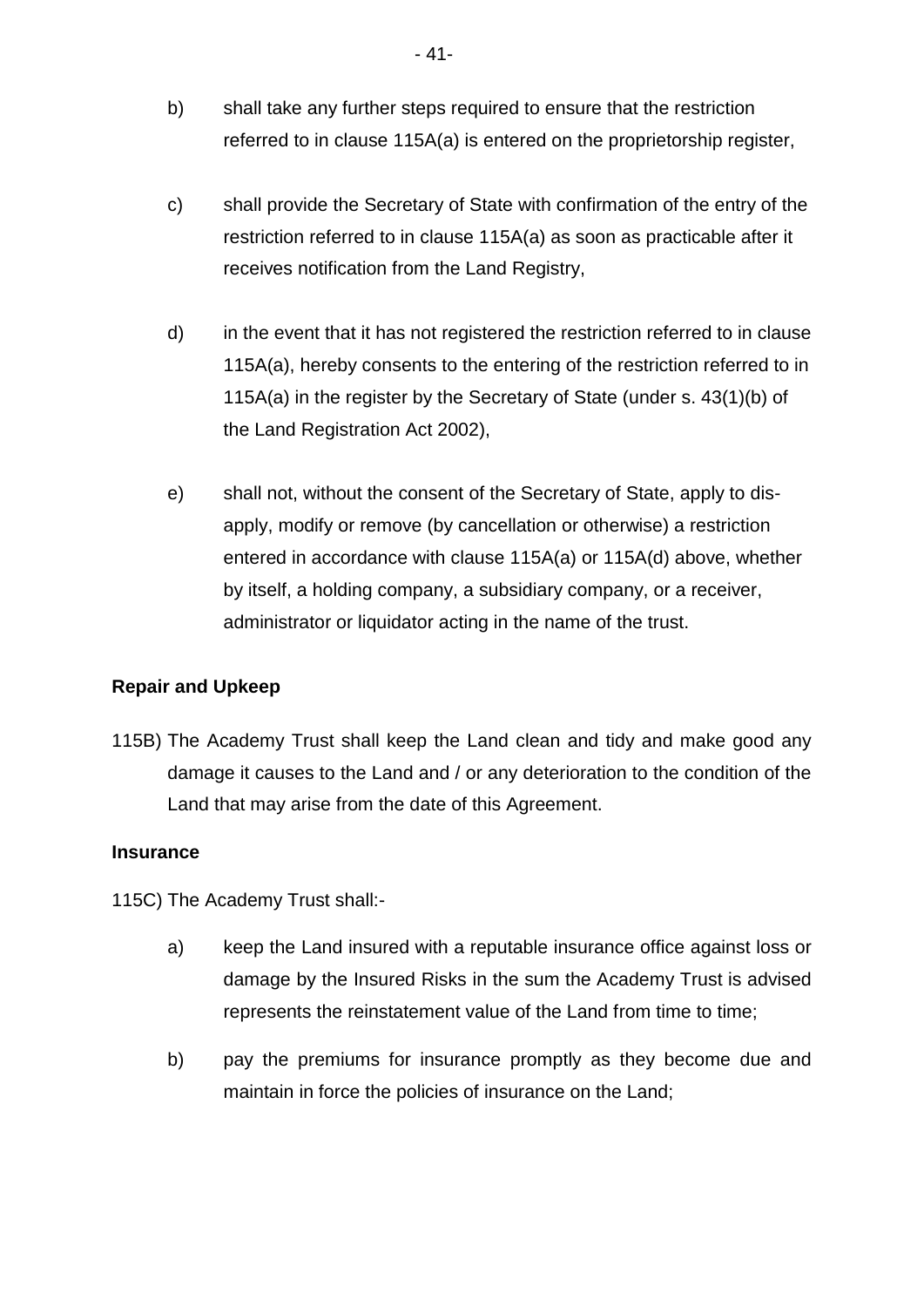b) shall take any further steps required to ensure that the restriction referred to in clause 115A(a) is entered on the proprietorship register,

c) shall provide the Secretary of State with confirmation of the entry of the restriction referred to in clause 115A(a) as soon as practicable after it receives notification from the Land Registry,

d) in the event that it has not registered the restriction referred to in clause 115A(a), hereby consents to the entering of the restriction referred to in 115A(a) in the register by the Secretary of State (under s. 43(1)(b) of the Land Registration Act 2002),

e) shall not, without the consent of the Secretary of State, apply to dis-apply, modify or remove (by cancellation or otherwise) a restriction entered in accordance with clause 115A(a) or 115A(d) above, whether by itself, a holding company, a subsidiary company, or a receiver, administrator or liquidator acting in the name of the trust.

**Repair and Upkeep**

115B) The Academy Trust shall keep the Land clean and tidy and make good any damage it causes to the Land and / or any deterioration to the condition of the Land that may arise from the date of this Agreement.

**Insurance**

115C) The Academy Trust shall:-

a) keep the Land insured with a reputable insurance office against loss or damage by the Insured Risks in the sum the Academy Trust is advised represents the reinstatement value of the Land from time to time;

b) pay the premiums for insurance promptly as they become due and maintain in force the policies of insurance on the Land;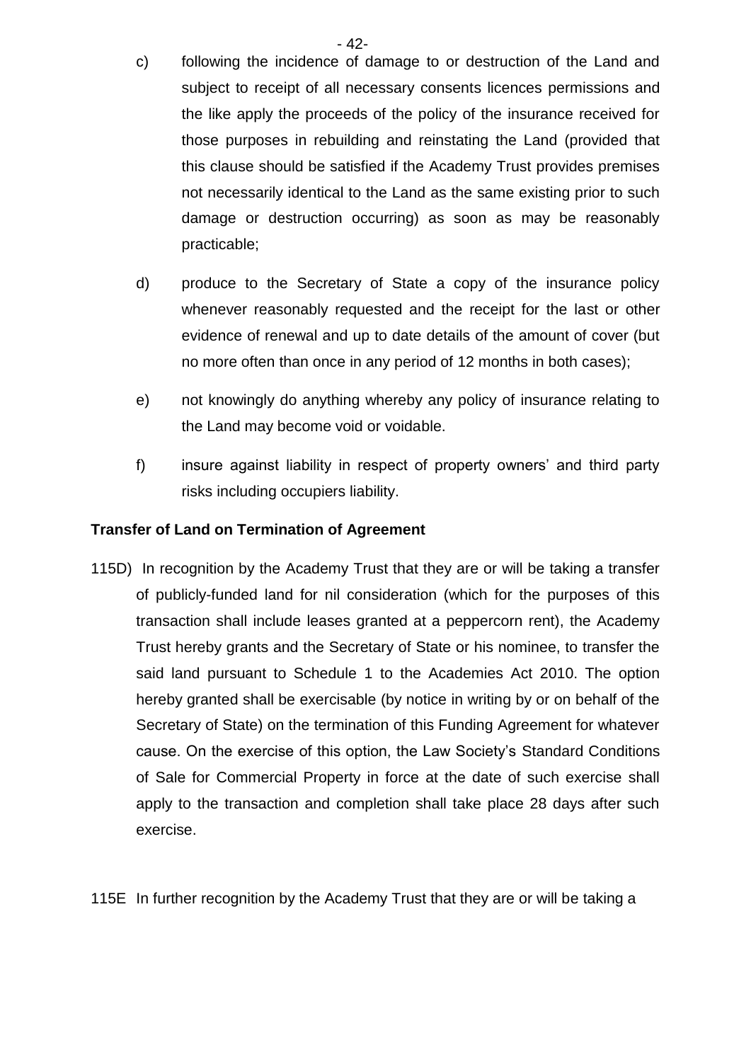c) following the incidence of damage to or destruction of the Land and subject to receipt of all necessary consents licences permissions and the like apply the proceeds of the policy of the insurance received for those purposes in rebuilding and reinstating the Land (provided that this clause should be satisfied if the Academy Trust provides premises not necessarily identical to the Land as the same existing prior to such damage or destruction occurring) as soon as may be reasonably practicable;

d) produce to the Secretary of State a copy of the insurance policy whenever reasonably requested and the receipt for the last or other evidence of renewal and up to date details of the amount of cover (but no more often than once in any period of 12 months in both cases);

e) not knowingly do anything whereby any policy of insurance relating to the Land may become void or voidable.

f) insure against liability in respect of property owners' and third party risks including occupiers liability.

**Transfer of Land on Termination of Agreement**

115D) In recognition by the Academy Trust that they are or will be taking a transfer of publicly-funded land for nil consideration (which for the purposes of this transaction shall include leases granted at a peppercorn rent), the Academy Trust hereby grants and the Secretary of State or his nominee, to transfer the said land pursuant to Schedule 1 to the Academies Act 2010. The option hereby granted shall be exercisable (by notice in writing by or on behalf of the Secretary of State) on the termination of this Funding Agreement for whatever cause. On the exercise of this option, the Law Society's Standard Conditions of Sale for Commercial Property in force at the date of such exercise shall apply to the transaction and completion shall take place 28 days after such exercise.

115E In further recognition by the Academy Trust that they are or will be taking a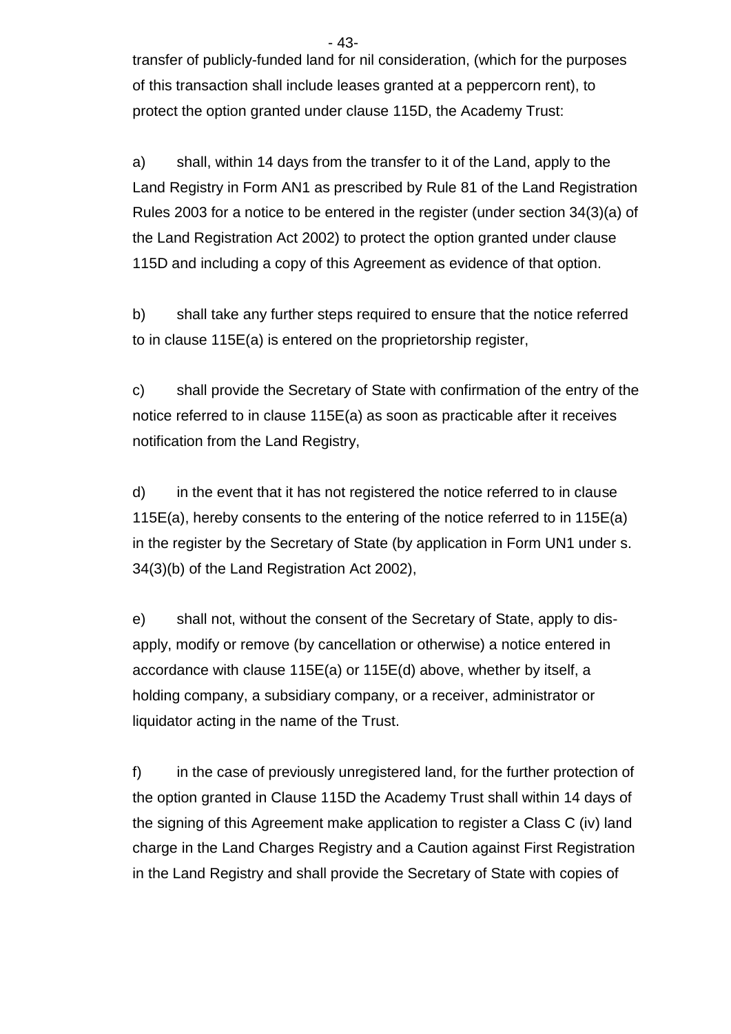transfer of publicly-funded land for nil consideration, (which for the purposes of this transaction shall include leases granted at a peppercorn rent), to protect the option granted under clause 115D, the Academy Trust:

a) shall, within 14 days from the transfer to it of the Land, apply to the Land Registry in Form AN1 as prescribed by Rule 81 of the Land Registration Rules 2003 for a notice to be entered in the register (under section 34(3)(a) of the Land Registration Act 2002) to protect the option granted under clause 115D and including a copy of this Agreement as evidence of that option.

b) shall take any further steps required to ensure that the notice referred to in clause 115E(a) is entered on the proprietorship register,

c) shall provide the Secretary of State with confirmation of the entry of the notice referred to in clause 115E(a) as soon as practicable after it receives notification from the Land Registry,

d) in the event that it has not registered the notice referred to in clause 115E(a), hereby consents to the entering of the notice referred to in 115E(a) in the register by the Secretary of State (by application in Form UN1 under s. 34(3)(b) of the Land Registration Act 2002),

e) shall not, without the consent of the Secretary of State, apply to dis-apply, modify or remove (by cancellation or otherwise) a notice entered in accordance with clause 115E(a) or 115E(d) above, whether by itself, a holding company, a subsidiary company, or a receiver, administrator or liquidator acting in the name of the Trust.

f) in the case of previously unregistered land, for the further protection of the option granted in Clause 115D the Academy Trust shall within 14 days of the signing of this Agreement make application to register a Class C (iv) land charge in the Land Charges Registry and a Caution against First Registration in the Land Registry and shall provide the Secretary of State with copies of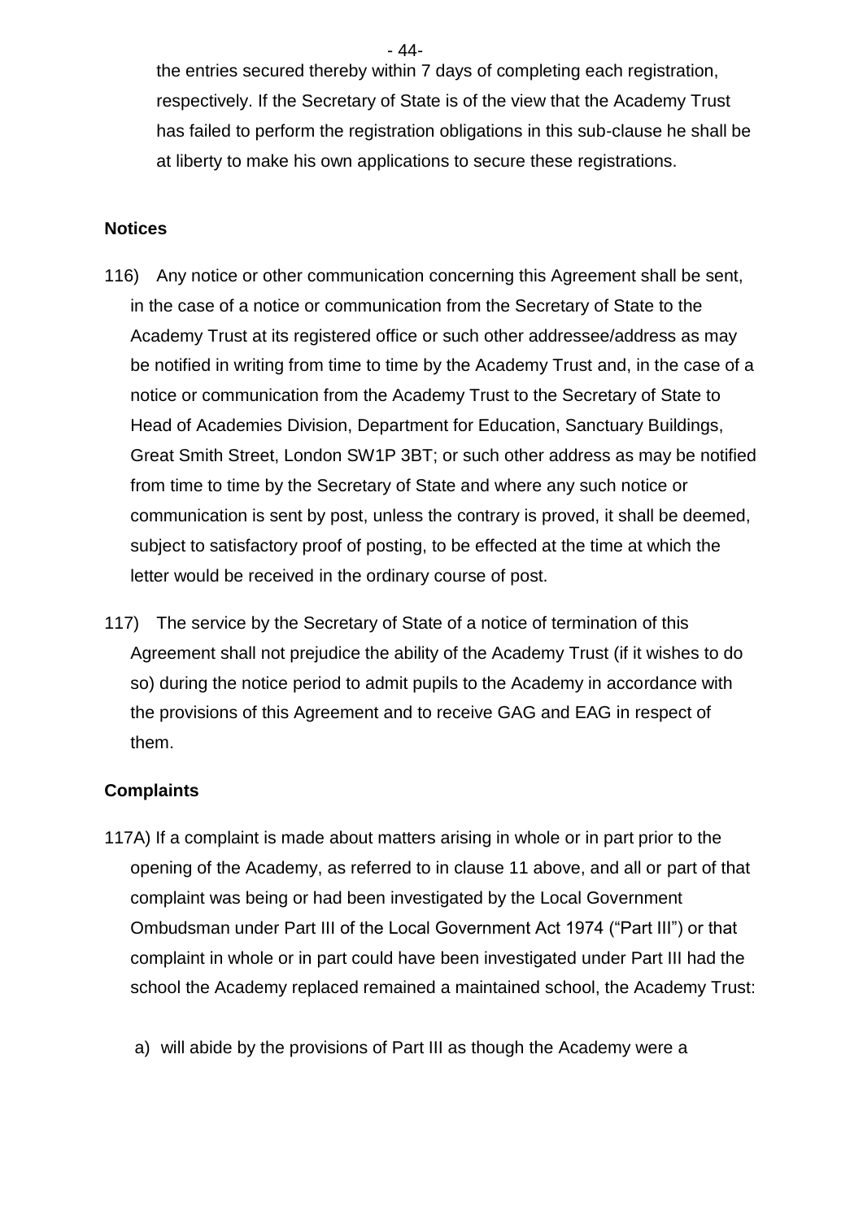the entries secured thereby within 7 days of completing each registration, respectively. If the Secretary of State is of the view that the Academy Trust has failed to perform the registration obligations in this sub-clause he shall be at liberty to make his own applications to secure these registrations.

**Notices**

116) Any notice or other communication concerning this Agreement shall be sent, in the case of a notice or communication from the Secretary of State to the Academy Trust at its registered office or such other addressee/address as may be notified in writing from time to time by the Academy Trust and, in the case of a notice or communication from the Academy Trust to the Secretary of State to Head of Academies Division, Department for Education, Sanctuary Buildings, Great Smith Street, London SW1P 3BT; or such other address as may be notified from time to time by the Secretary of State and where any such notice or communication is sent by post, unless the contrary is proved, it shall be deemed, subject to satisfactory proof of posting, to be effected at the time at which the letter would be received in the ordinary course of post.

117) The service by the Secretary of State of a notice of termination of this Agreement shall not prejudice the ability of the Academy Trust (if it wishes to do so) during the notice period to admit pupils to the Academy in accordance with the provisions of this Agreement and to receive GAG and EAG in respect of them.

**Complaints**

117A) If a complaint is made about matters arising in whole or in part prior to the opening of the Academy, as referred to in clause 11 above, and all or part of that complaint was being or had been investigated by the Local Government Ombudsman under Part III of the Local Government Act 1974 ("Part III") or that complaint in whole or in part could have been investigated under Part III had the school the Academy replaced remained a maintained school, the Academy Trust:

a) will abide by the provisions of Part III as though the Academy were a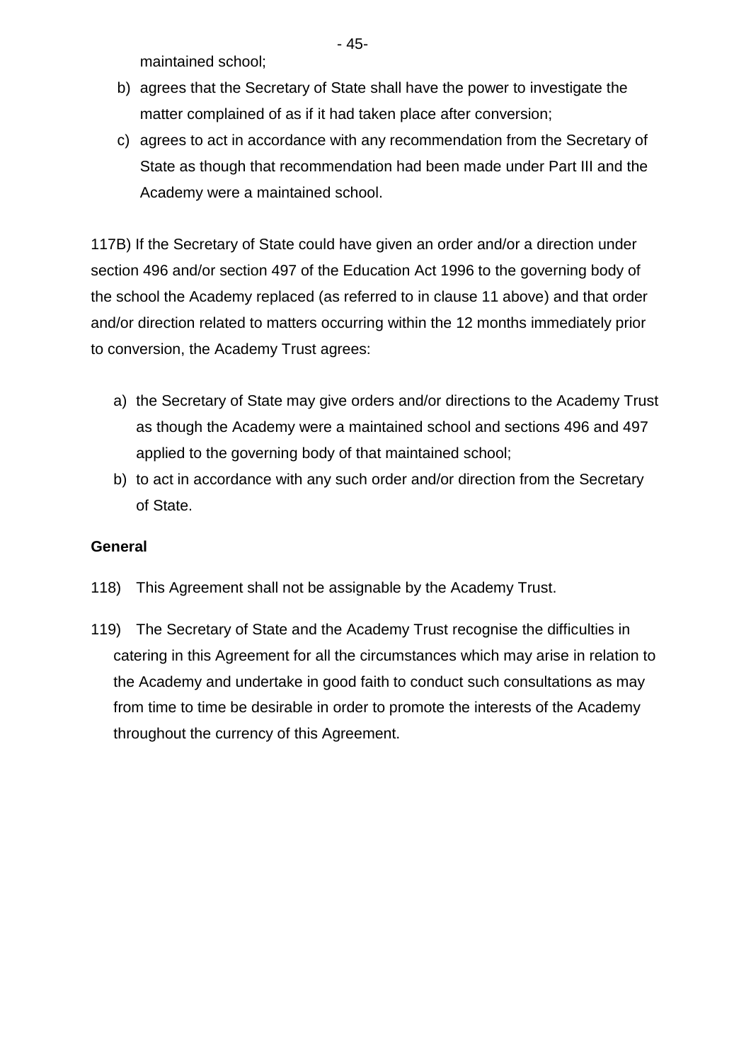maintained school;

b) agrees that the Secretary of State shall have the power to investigate the matter complained of as if it had taken place after conversion;

c) agrees to act in accordance with any recommendation from the Secretary of State as though that recommendation had been made under Part III and the Academy were a maintained school.

117B) If the Secretary of State could have given an order and/or a direction under section 496 and/or section 497 of the Education Act 1996 to the governing body of the school the Academy replaced (as referred to in clause 11 above) and that order and/or direction related to matters occurring within the 12 months immediately prior to conversion, the Academy Trust agrees:

a) the Secretary of State may give orders and/or directions to the Academy Trust as though the Academy were a maintained school and sections 496 and 497 applied to the governing body of that maintained school;

b) to act in accordance with any such order and/or direction from the Secretary of State.

**General**

118) This Agreement shall not be assignable by the Academy Trust.

119) The Secretary of State and the Academy Trust recognise the difficulties in catering in this Agreement for all the circumstances which may arise in relation to the Academy and undertake in good faith to conduct such consultations as may from time to time be desirable in order to promote the interests of the Academy throughout the currency of this Agreement.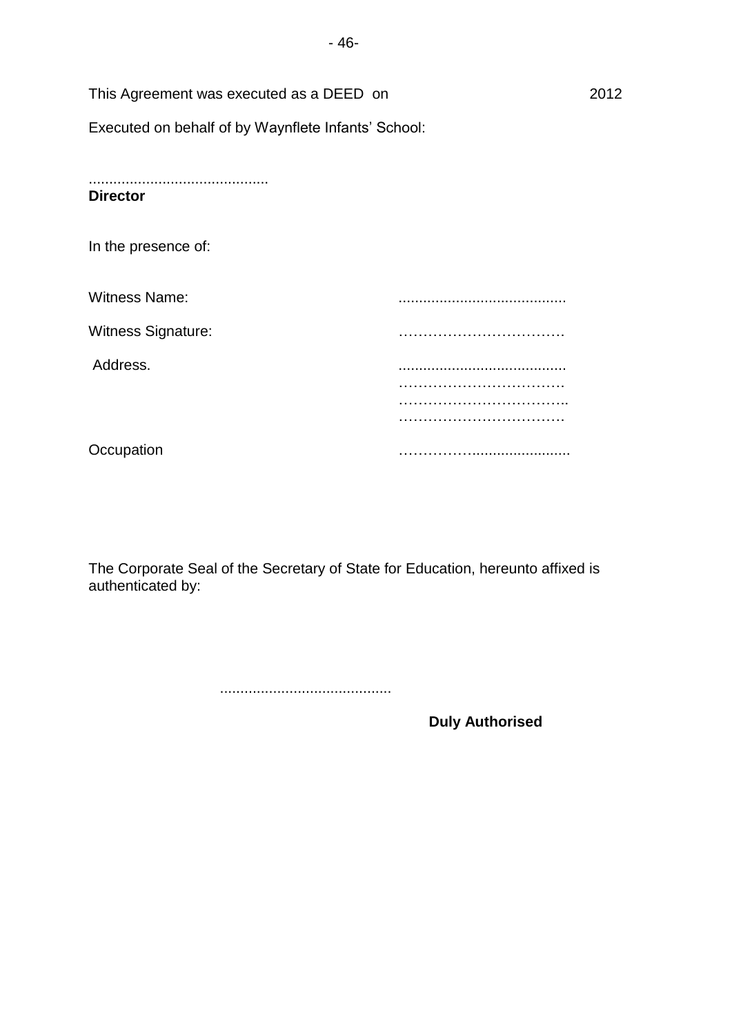This Agreement was executed as a DEED on 2012

Executed on behalf of by Waynflete Infants' School:

...........................................
**Director**

In the presence of:

| | |
|---|---|
| Witness Name: | ........................................ |
| Witness Signature: | ……………………………. |
| Address. | ........................................ |
| | ……………………………. |
| | …………………………….. |
| | ……………………………. |
| Occupation | ………………....................... |

The Corporate Seal of the Secretary of State for Education, hereunto affixed is authenticated by:

..........................................

**Duly Authorised**